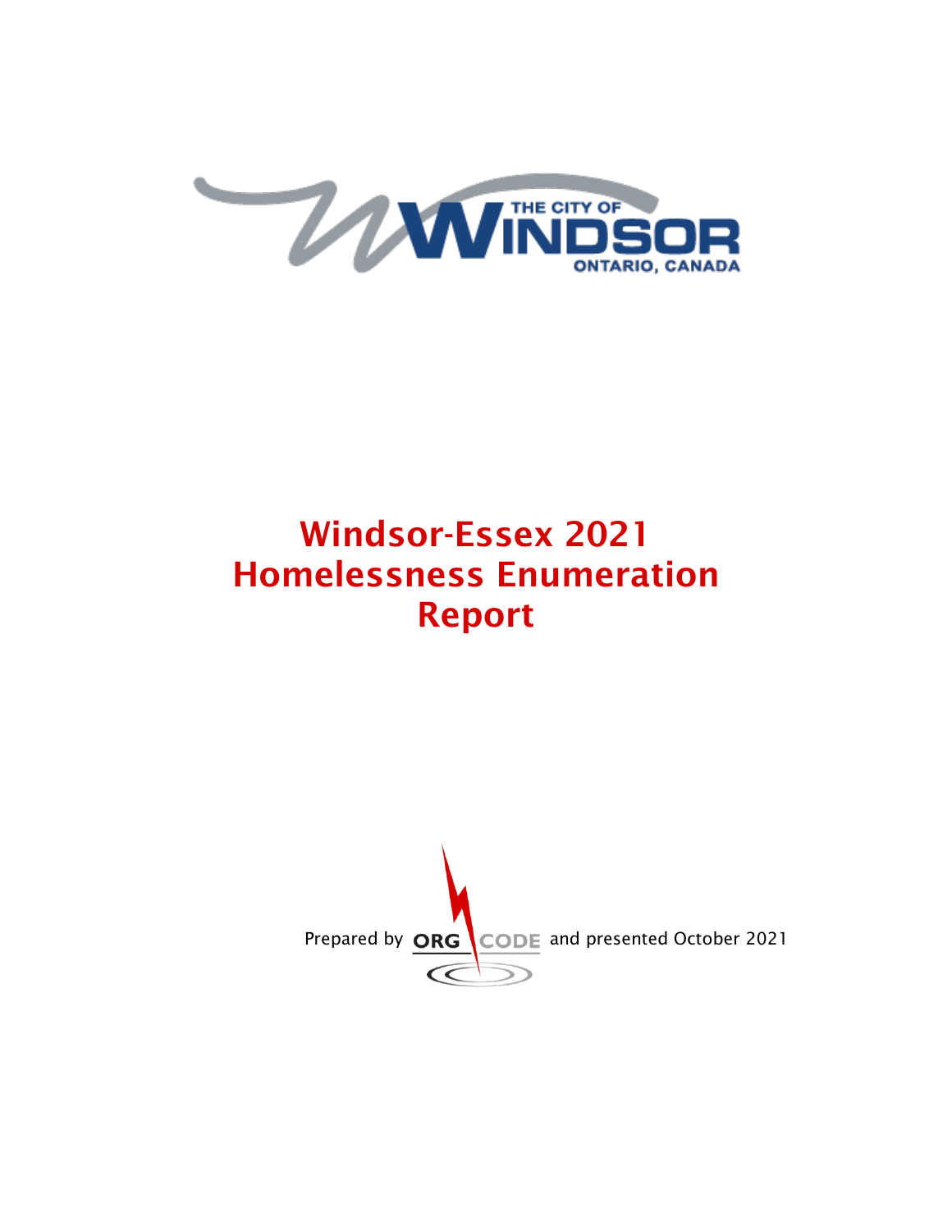THE CITY OF WINDSOR
ONTARIO, CANADA

# Windsor-Essex 2021 Homelessness Enumeration Report

Prepared by ORG CODE and presented October 2021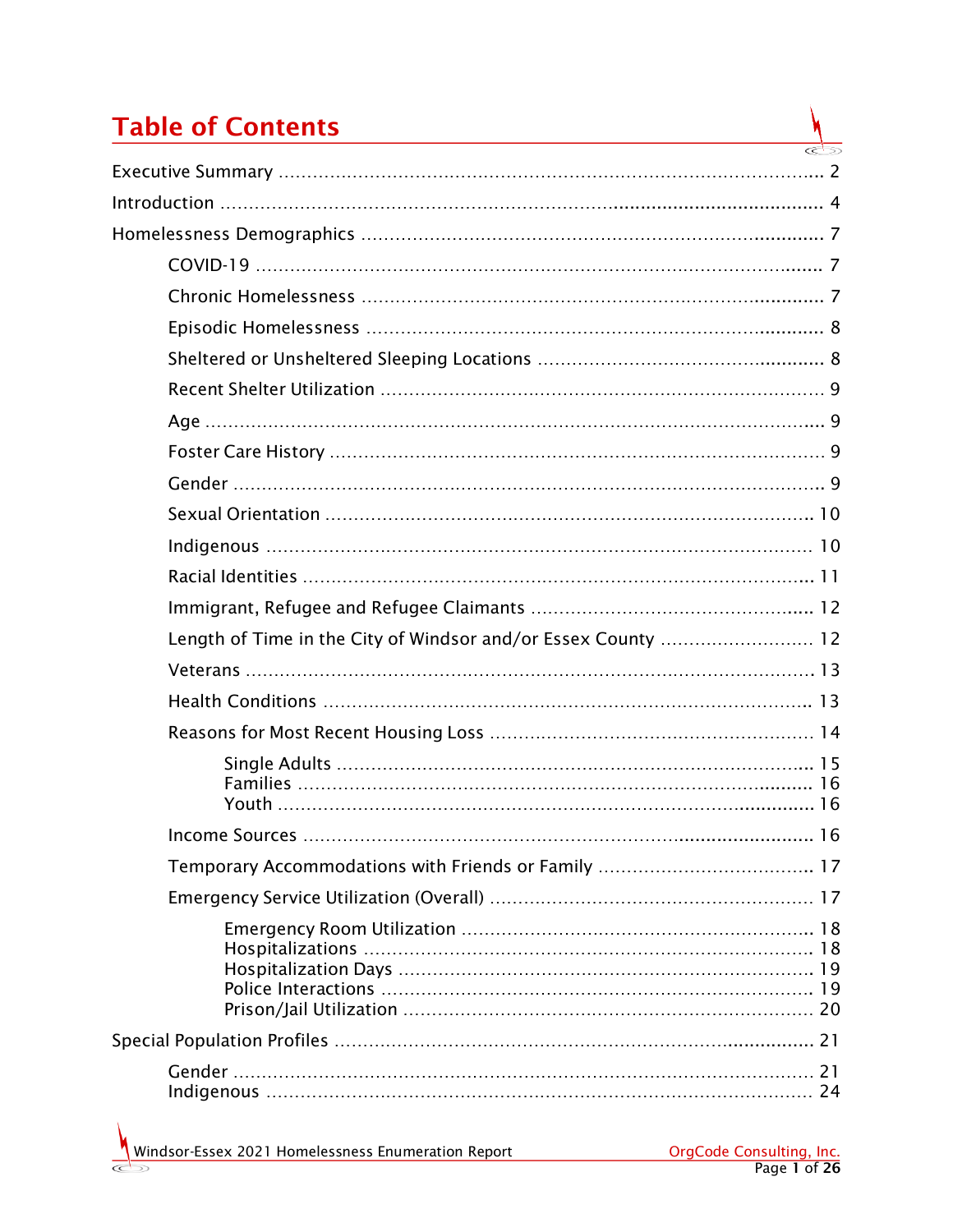# Table of Contents

Executive Summary ........................................................................................ 2

Introduction .................................................................................................. 4

Homelessness Demographics ........................................................................ 7

- COVID-19 .................................................................................................. 7
- Chronic Homelessness ............................................................................... 7
- Episodic Homelessness ............................................................................. 8
- Sheltered or Unsheltered Sleeping Locations ............................................. 8
- Recent Shelter Utilization .......................................................................... 9
- Age ........................................................................................................... 9
- Foster Care History ................................................................................... 9
- Gender ...................................................................................................... 9
- Sexual Orientation ................................................................................... 10
- Indigenous .............................................................................................. 10
- Racial Identities ....................................................................................... 11
- Immigrant, Refugee and Refugee Claimants ............................................. 12
- Length of Time in the City of Windsor and/or Essex County ...................... 12
- Veterans .................................................................................................. 13
- Health Conditions .................................................................................... 13
- Reasons for Most Recent Housing Loss ..................................................... 14
  - Single Adults ...................................................................................... 15
  - Families .............................................................................................. 16
  - Youth .................................................................................................. 16
- Income Sources ....................................................................................... 16
- Temporary Accommodations with Friends or Family ................................. 17
- Emergency Service Utilization (Overall) .................................................... 17
  - Emergency Room Utilization ............................................................... 18
  - Hospitalizations .................................................................................. 18
  - Hospitalization Days ........................................................................... 19
  - Police Interactions .............................................................................. 19
  - Prison/Jail Utilization ......................................................................... 20

Special Population Profiles .......................................................................... 21

- Gender .................................................................................................... 21
- Indigenous .............................................................................................. 24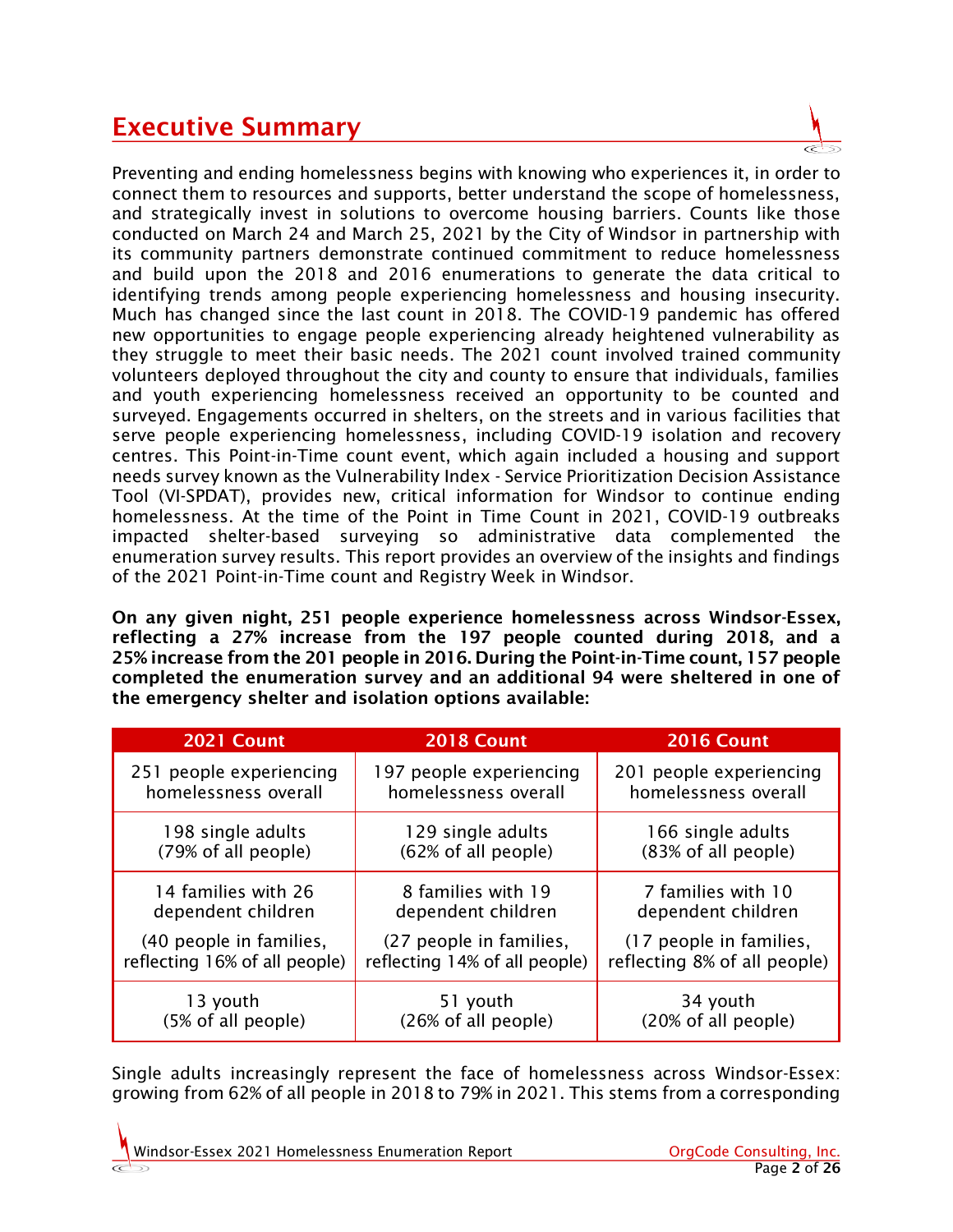# Executive Summary

Preventing and ending homelessness begins with knowing who experiences it, in order to connect them to resources and supports, better understand the scope of homelessness, and strategically invest in solutions to overcome housing barriers. Counts like those conducted on March 24 and March 25, 2021 by the City of Windsor in partnership with its community partners demonstrate continued commitment to reduce homelessness and build upon the 2018 and 2016 enumerations to generate the data critical to identifying trends among people experiencing homelessness and housing insecurity. Much has changed since the last count in 2018. The COVID-19 pandemic has offered new opportunities to engage people experiencing already heightened vulnerability as they struggle to meet their basic needs. The 2021 count involved trained community volunteers deployed throughout the city and county to ensure that individuals, families and youth experiencing homelessness received an opportunity to be counted and surveyed. Engagements occurred in shelters, on the streets and in various facilities that serve people experiencing homelessness, including COVID-19 isolation and recovery centres. This Point-in-Time count event, which again included a housing and support needs survey known as the Vulnerability Index - Service Prioritization Decision Assistance Tool (VI-SPDAT), provides new, critical information for Windsor to continue ending homelessness. At the time of the Point in Time Count in 2021, COVID-19 outbreaks impacted shelter-based surveying so administrative data complemented the enumeration survey results. This report provides an overview of the insights and findings of the 2021 Point-in-Time count and Registry Week in Windsor.

**On any given night, 251 people experience homelessness across Windsor-Essex, reflecting a 27% increase from the 197 people counted during 2018, and a 25% increase from the 201 people in 2016. During the Point-in-Time count, 157 people completed the enumeration survey and an additional 94 were sheltered in one of the emergency shelter and isolation options available:**

| 2021 Count | 2018 Count | 2016 Count |
|---|---|---|
| 251 people experiencing homelessness overall | 197 people experiencing homelessness overall | 201 people experiencing homelessness overall |
| 198 single adults (79% of all people) | 129 single adults (62% of all people) | 166 single adults (83% of all people) |
| 14 families with 26 dependent children (40 people in families, reflecting 16% of all people) | 8 families with 19 dependent children (27 people in families, reflecting 14% of all people) | 7 families with 10 dependent children (17 people in families, reflecting 8% of all people) |
| 13 youth (5% of all people) | 51 youth (26% of all people) | 34 youth (20% of all people) |

Single adults increasingly represent the face of homelessness across Windsor-Essex: growing from 62% of all people in 2018 to 79% in 2021. This stems from a corresponding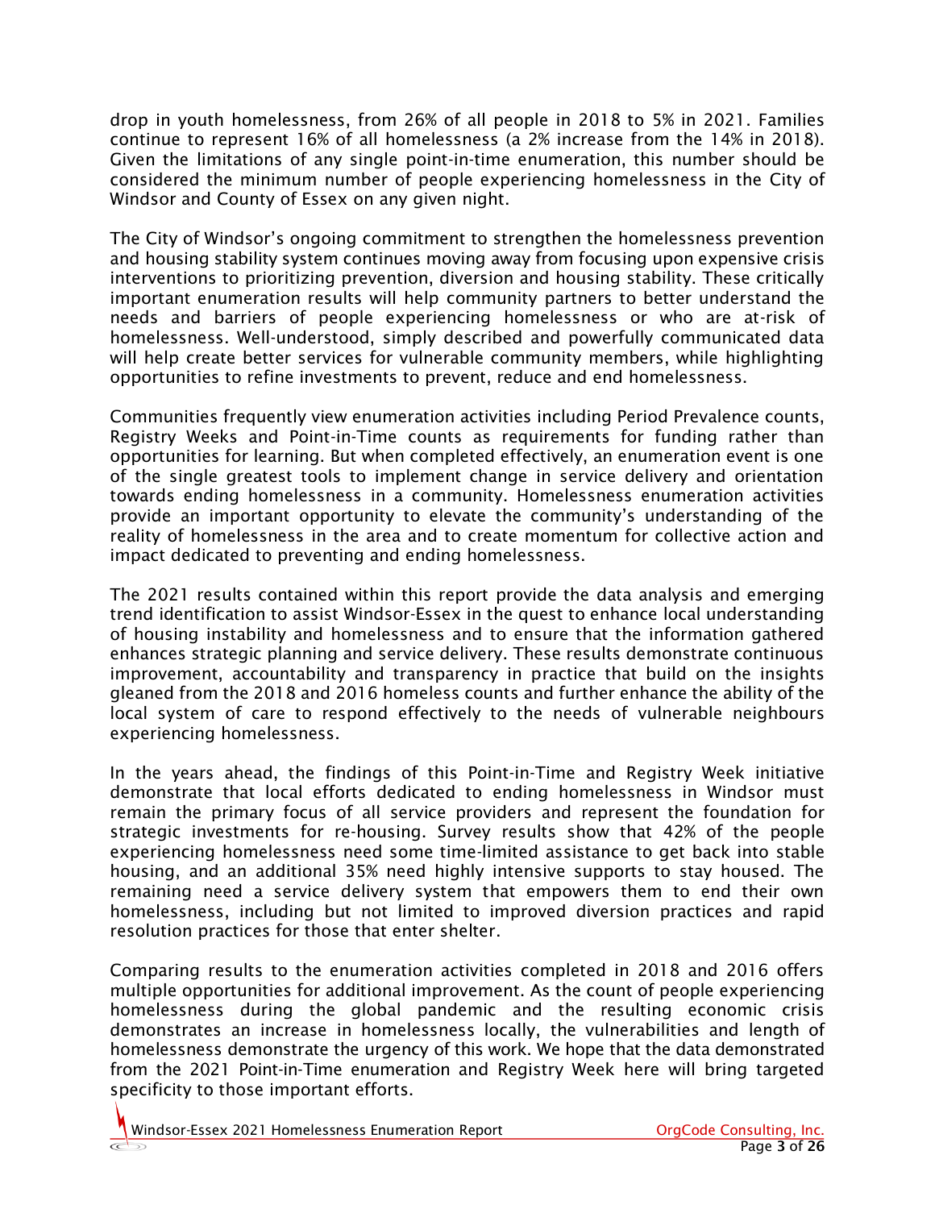drop in youth homelessness, from 26% of all people in 2018 to 5% in 2021. Families continue to represent 16% of all homelessness (a 2% increase from the 14% in 2018). Given the limitations of any single point-in-time enumeration, this number should be considered the minimum number of people experiencing homelessness in the City of Windsor and County of Essex on any given night.

The City of Windsor's ongoing commitment to strengthen the homelessness prevention and housing stability system continues moving away from focusing upon expensive crisis interventions to prioritizing prevention, diversion and housing stability. These critically important enumeration results will help community partners to better understand the needs and barriers of people experiencing homelessness or who are at-risk of homelessness. Well-understood, simply described and powerfully communicated data will help create better services for vulnerable community members, while highlighting opportunities to refine investments to prevent, reduce and end homelessness.

Communities frequently view enumeration activities including Period Prevalence counts, Registry Weeks and Point-in-Time counts as requirements for funding rather than opportunities for learning. But when completed effectively, an enumeration event is one of the single greatest tools to implement change in service delivery and orientation towards ending homelessness in a community. Homelessness enumeration activities provide an important opportunity to elevate the community's understanding of the reality of homelessness in the area and to create momentum for collective action and impact dedicated to preventing and ending homelessness.

The 2021 results contained within this report provide the data analysis and emerging trend identification to assist Windsor-Essex in the quest to enhance local understanding of housing instability and homelessness and to ensure that the information gathered enhances strategic planning and service delivery. These results demonstrate continuous improvement, accountability and transparency in practice that build on the insights gleaned from the 2018 and 2016 homeless counts and further enhance the ability of the local system of care to respond effectively to the needs of vulnerable neighbours experiencing homelessness.

In the years ahead, the findings of this Point-in-Time and Registry Week initiative demonstrate that local efforts dedicated to ending homelessness in Windsor must remain the primary focus of all service providers and represent the foundation for strategic investments for re-housing. Survey results show that 42% of the people experiencing homelessness need some time-limited assistance to get back into stable housing, and an additional 35% need highly intensive supports to stay housed. The remaining need a service delivery system that empowers them to end their own homelessness, including but not limited to improved diversion practices and rapid resolution practices for those that enter shelter.

Comparing results to the enumeration activities completed in 2018 and 2016 offers multiple opportunities for additional improvement. As the count of people experiencing homelessness during the global pandemic and the resulting economic crisis demonstrates an increase in homelessness locally, the vulnerabilities and length of homelessness demonstrate the urgency of this work. We hope that the data demonstrated from the 2021 Point-in-Time enumeration and Registry Week here will bring targeted specificity to those important efforts.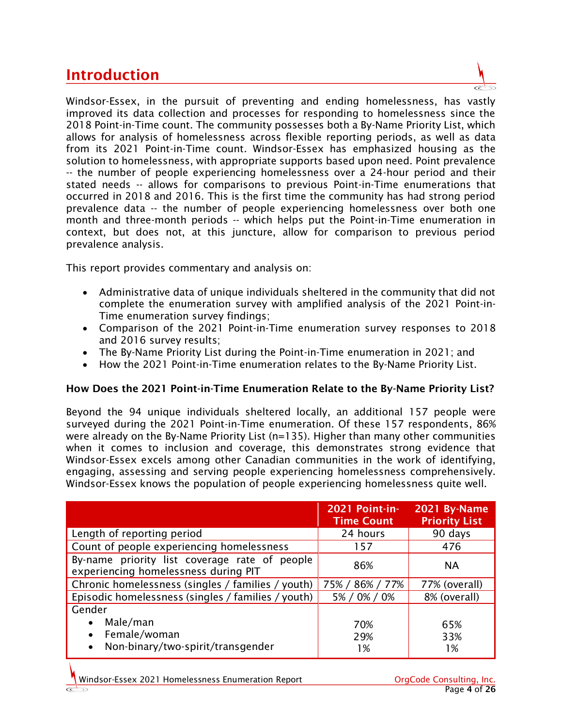# Introduction

Windsor-Essex, in the pursuit of preventing and ending homelessness, has vastly improved its data collection and processes for responding to homelessness since the 2018 Point-in-Time count. The community possesses both a By-Name Priority List, which allows for analysis of homelessness across flexible reporting periods, as well as data from its 2021 Point-in-Time count. Windsor-Essex has emphasized housing as the solution to homelessness, with appropriate supports based upon need. Point prevalence -- the number of people experiencing homelessness over a 24-hour period and their stated needs -- allows for comparisons to previous Point-in-Time enumerations that occurred in 2018 and 2016. This is the first time the community has had strong period prevalence data -- the number of people experiencing homelessness over both one month and three-month periods -- which helps put the Point-in-Time enumeration in context, but does not, at this juncture, allow for comparison to previous period prevalence analysis.

This report provides commentary and analysis on:

- Administrative data of unique individuals sheltered in the community that did not complete the enumeration survey with amplified analysis of the 2021 Point-in-Time enumeration survey findings;
- Comparison of the 2021 Point-in-Time enumeration survey responses to 2018 and 2016 survey results;
- The By-Name Priority List during the Point-in-Time enumeration in 2021; and
- How the 2021 Point-in-Time enumeration relates to the By-Name Priority List.

**How Does the 2021 Point-in-Time Enumeration Relate to the By-Name Priority List?**

Beyond the 94 unique individuals sheltered locally, an additional 157 people were surveyed during the 2021 Point-in-Time enumeration. Of these 157 respondents, 86% were already on the By-Name Priority List (n=135). Higher than many other communities when it comes to inclusion and coverage, this demonstrates strong evidence that Windsor-Essex excels among other Canadian communities in the work of identifying, engaging, assessing and serving people experiencing homelessness comprehensively. Windsor-Essex knows the population of people experiencing homelessness quite well.

| | 2021 Point-in-Time Count | 2021 By-Name Priority List |
|---|---|---|
| Length of reporting period | 24 hours | 90 days |
| Count of people experiencing homelessness | 157 | 476 |
| By-name priority list coverage rate of people experiencing homelessness during PIT | 86% | NA |
| Chronic homelessness (singles / families / youth) | 75% / 86% / 77% | 77% (overall) |
| Episodic homelessness (singles / families / youth) | 5% / 0% / 0% | 8% (overall) |
| Gender<br>• Male/man<br>• Female/woman<br>• Non-binary/two-spirit/transgender | <br>70%<br>29%<br>1% | <br>65%<br>33%<br>1% |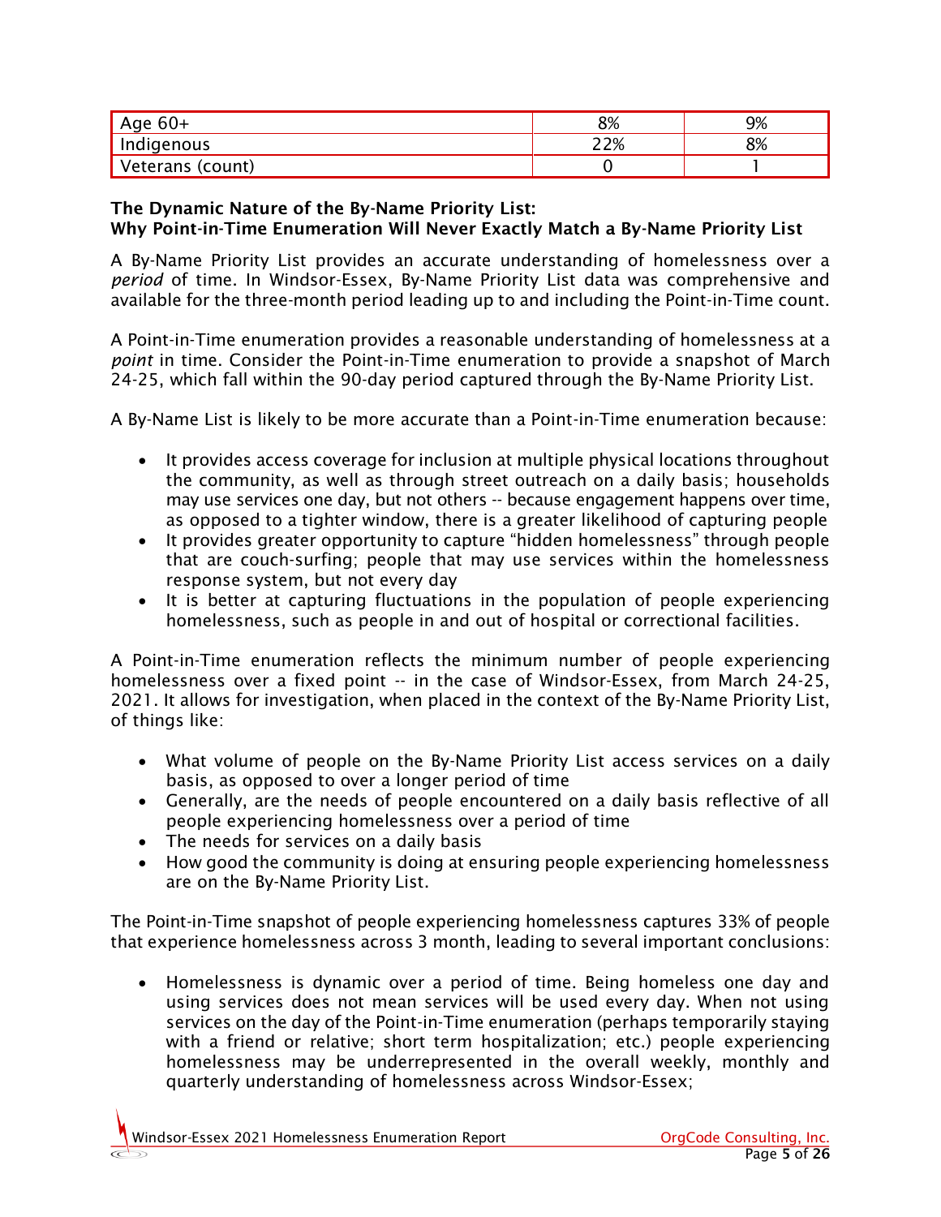| Age 60+ | 8% | 9% |
|---|---|---|
| Indigenous | 22% | 8% |
| Veterans (count) | 0 | 1 |

**The Dynamic Nature of the By-Name Priority List:**
**Why Point-in-Time Enumeration Will Never Exactly Match a By-Name Priority List**

A By-Name Priority List provides an accurate understanding of homelessness over a *period* of time. In Windsor-Essex, By-Name Priority List data was comprehensive and available for the three-month period leading up to and including the Point-in-Time count.

A Point-in-Time enumeration provides a reasonable understanding of homelessness at a *point* in time. Consider the Point-in-Time enumeration to provide a snapshot of March 24-25, which fall within the 90-day period captured through the By-Name Priority List.

A By-Name List is likely to be more accurate than a Point-in-Time enumeration because:

- It provides access coverage for inclusion at multiple physical locations throughout the community, as well as through street outreach on a daily basis; households may use services one day, but not others -- because engagement happens over time, as opposed to a tighter window, there is a greater likelihood of capturing people
- It provides greater opportunity to capture "hidden homelessness" through people that are couch-surfing; people that may use services within the homelessness response system, but not every day
- It is better at capturing fluctuations in the population of people experiencing homelessness, such as people in and out of hospital or correctional facilities.

A Point-in-Time enumeration reflects the minimum number of people experiencing homelessness over a fixed point -- in the case of Windsor-Essex, from March 24-25, 2021. It allows for investigation, when placed in the context of the By-Name Priority List, of things like:

- What volume of people on the By-Name Priority List access services on a daily basis, as opposed to over a longer period of time
- Generally, are the needs of people encountered on a daily basis reflective of all people experiencing homelessness over a period of time
- The needs for services on a daily basis
- How good the community is doing at ensuring people experiencing homelessness are on the By-Name Priority List.

The Point-in-Time snapshot of people experiencing homelessness captures 33% of people that experience homelessness across 3 month, leading to several important conclusions:

- Homelessness is dynamic over a period of time. Being homeless one day and using services does not mean services will be used every day. When not using services on the day of the Point-in-Time enumeration (perhaps temporarily staying with a friend or relative; short term hospitalization; etc.) people experiencing homelessness may be underrepresented in the overall weekly, monthly and quarterly understanding of homelessness across Windsor-Essex;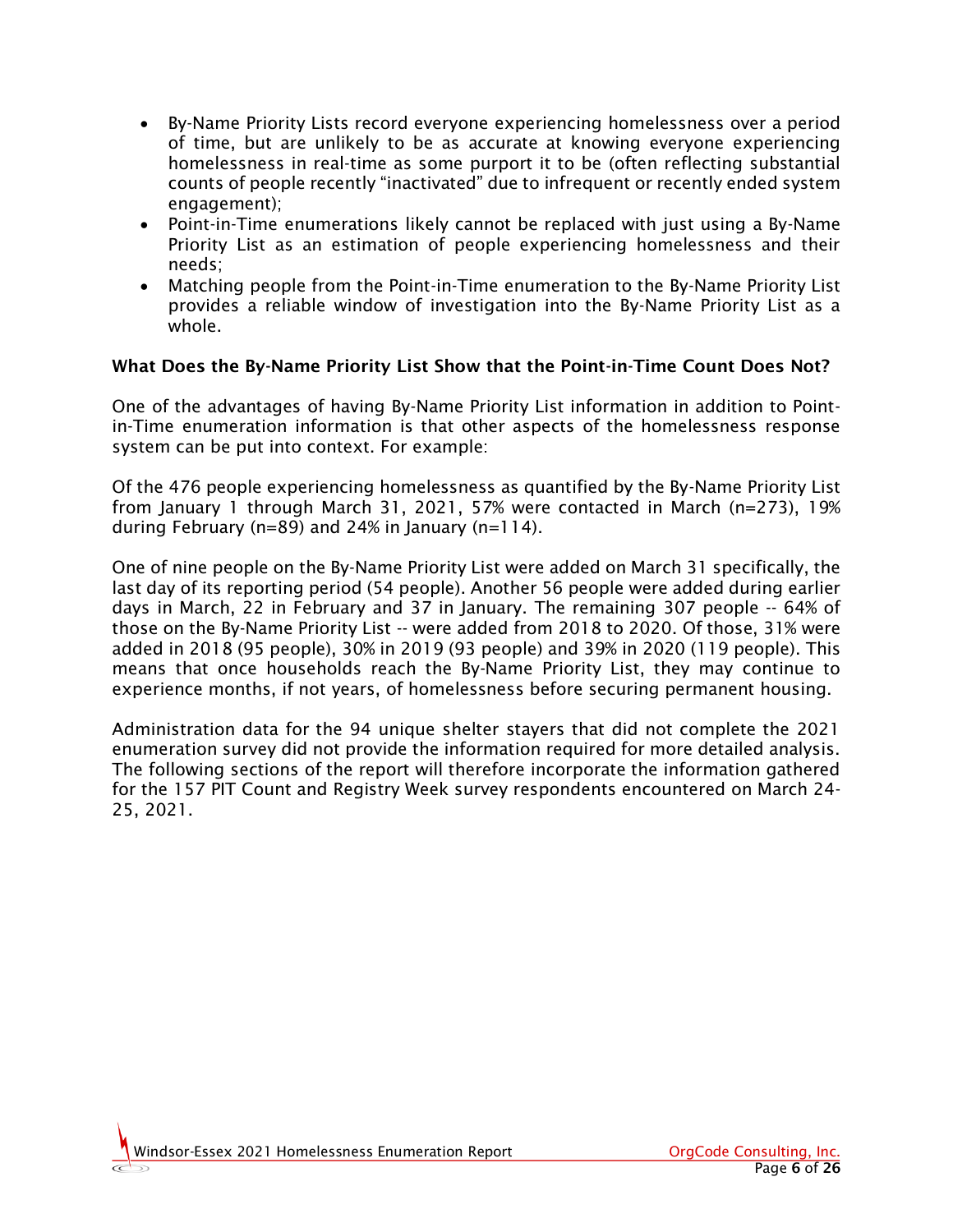- By-Name Priority Lists record everyone experiencing homelessness over a period of time, but are unlikely to be as accurate at knowing everyone experiencing homelessness in real-time as some purport it to be (often reflecting substantial counts of people recently "inactivated" due to infrequent or recently ended system engagement);
- Point-in-Time enumerations likely cannot be replaced with just using a By-Name Priority List as an estimation of people experiencing homelessness and their needs;
- Matching people from the Point-in-Time enumeration to the By-Name Priority List provides a reliable window of investigation into the By-Name Priority List as a whole.

**What Does the By-Name Priority List Show that the Point-in-Time Count Does Not?**

One of the advantages of having By-Name Priority List information in addition to Point-in-Time enumeration information is that other aspects of the homelessness response system can be put into context. For example:

Of the 476 people experiencing homelessness as quantified by the By-Name Priority List from January 1 through March 31, 2021, 57% were contacted in March (n=273), 19% during February (n=89) and 24% in January (n=114).

One of nine people on the By-Name Priority List were added on March 31 specifically, the last day of its reporting period (54 people). Another 56 people were added during earlier days in March, 22 in February and 37 in January. The remaining 307 people -- 64% of those on the By-Name Priority List -- were added from 2018 to 2020. Of those, 31% were added in 2018 (95 people), 30% in 2019 (93 people) and 39% in 2020 (119 people). This means that once households reach the By-Name Priority List, they may continue to experience months, if not years, of homelessness before securing permanent housing.

Administration data for the 94 unique shelter stayers that did not complete the 2021 enumeration survey did not provide the information required for more detailed analysis. The following sections of the report will therefore incorporate the information gathered for the 157 PIT Count and Registry Week survey respondents encountered on March 24-25, 2021.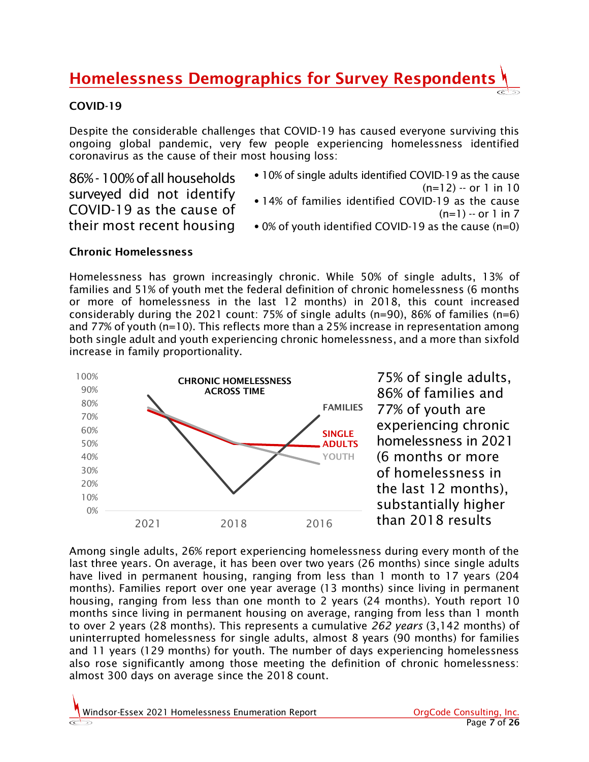## Homelessness Demographics for Survey Respondents

### COVID-19

Despite the considerable challenges that COVID-19 has caused everyone surviving this ongoing global pandemic, very few people experiencing homelessness identified coronavirus as the cause of their most housing loss:

86% - 100% of all households surveyed did not identify COVID-19 as the cause of their most recent housing

- 10% of single adults identified COVID-19 as the cause (n=12) -- or 1 in 10
- 14% of families identified COVID-19 as the cause (n=1) -- or 1 in 7
- 0% of youth identified COVID-19 as the cause (n=0)

### Chronic Homelessness

Homelessness has grown increasingly chronic. While 50% of single adults, 13% of families and 51% of youth met the federal definition of chronic homelessness (6 months or more of homelessness in the last 12 months) in 2018, this count increased considerably during the 2021 count: 75% of single adults (n=90), 86% of families (n=6) and 77% of youth (n=10). This reflects more than a 25% increase in representation among both single adult and youth experiencing chronic homelessness, and a more than sixfold increase in family proportionality.

CHRONIC HOMELESSNESS ACROSS TIME

75% of single adults, 86% of families and 77% of youth are experiencing chronic homelessness in 2021 (6 months or more of homelessness in the last 12 months), substantially higher than 2018 results

Among single adults, 26% report experiencing homelessness during every month of the last three years. On average, it has been over two years (26 months) since single adults have lived in permanent housing, ranging from less than 1 month to 17 years (204 months). Families report over one year average (13 months) since living in permanent housing, ranging from less than one month to 2 years (24 months). Youth report 10 months since living in permanent housing on average, ranging from less than 1 month to over 2 years (28 months). This represents a cumulative *262 years* (3,142 months) of uninterrupted homelessness for single adults, almost 8 years (90 months) for families and 11 years (129 months) for youth. The number of days experiencing homelessness also rose significantly among those meeting the definition of chronic homelessness: almost 300 days on average since the 2018 count.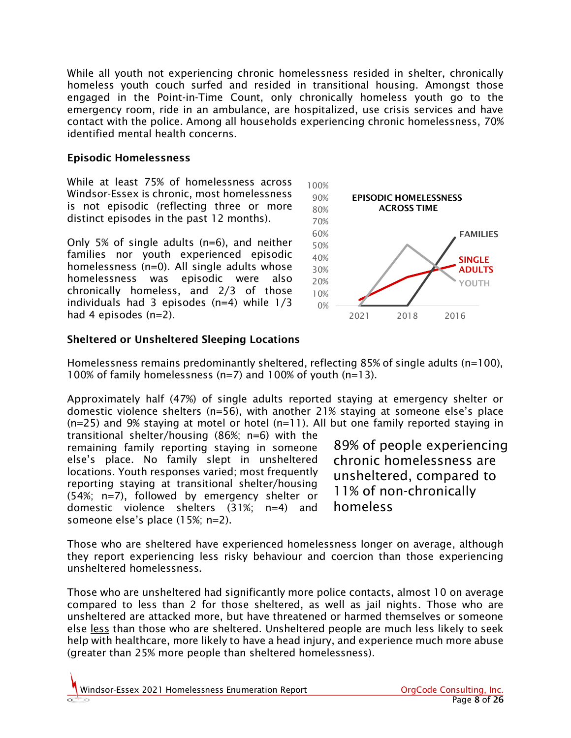While all youth not experiencing chronic homelessness resided in shelter, chronically homeless youth couch surfed and resided in transitional housing. Amongst those engaged in the Point-in-Time Count, only chronically homeless youth go to the emergency room, ride in an ambulance, are hospitalized, use crisis services and have contact with the police. Among all households experiencing chronic homelessness, 70% identified mental health concerns.

## Episodic Homelessness

While at least 75% of homelessness across Windsor-Essex is chronic, most homelessness is not episodic (reflecting three or more distinct episodes in the past 12 months).

Only 5% of single adults (n=6), and neither families nor youth experienced episodic homelessness (n=0). All single adults whose homelessness was episodic were also chronically homeless, and 2/3 of those individuals had 3 episodes (n=4) while 1/3 had 4 episodes (n=2).

**EPISODIC HOMELESSNESS ACROSS TIME**

Y-axis: 0%–100%; X-axis: 2021, 2018, 2016; Series: FAMILIES, SINGLE ADULTS, YOUTH

## Sheltered or Unsheltered Sleeping Locations

Homelessness remains predominantly sheltered, reflecting 85% of single adults (n=100), 100% of family homelessness (n=7) and 100% of youth (n=13).

Approximately half (47%) of single adults reported staying at emergency shelter or domestic violence shelters (n=56), with another 21% staying at someone else's place (n=25) and 9% staying at motel or hotel (n=11). All but one family reported staying in transitional shelter/housing (86%; n=6) with the remaining family reporting staying in someone else's place. No family slept in unsheltered locations. Youth responses varied; most frequently reporting staying at transitional shelter/housing (54%; n=7), followed by emergency shelter or domestic violence shelters (31%; n=4) and someone else's place (15%; n=2).

> 89% of people experiencing chronic homelessness are unsheltered, compared to 11% of non-chronically homeless

Those who are sheltered have experienced homelessness longer on average, although they report experiencing less risky behaviour and coercion than those experiencing unsheltered homelessness.

Those who are unsheltered had significantly more police contacts, almost 10 on average compared to less than 2 for those sheltered, as well as jail nights. Those who are unsheltered are attacked more, but have threatened or harmed themselves or someone else less than those who are sheltered. Unsheltered people are much less likely to seek help with healthcare, more likely to have a head injury, and experience much more abuse (greater than 25% more people than sheltered homelessness).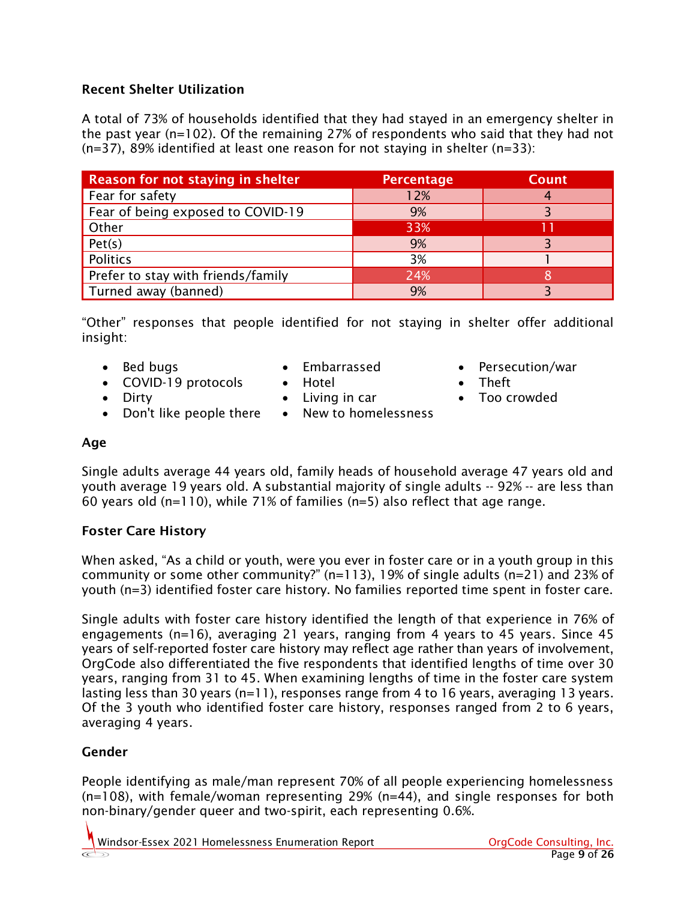### Recent Shelter Utilization

A total of 73% of households identified that they had stayed in an emergency shelter in the past year (n=102). Of the remaining 27% of respondents who said that they had not (n=37), 89% identified at least one reason for not staying in shelter (n=33):

| Reason for not staying in shelter | Percentage | Count |
|---|---|---|
| Fear for safety | 12% | 4 |
| Fear of being exposed to COVID-19 | 9% | 3 |
| Other | 33% | 11 |
| Pet(s) | 9% | 3 |
| Politics | 3% | 1 |
| Prefer to stay with friends/family | 24% | 8 |
| Turned away (banned) | 9% | 3 |

“Other” responses that people identified for not staying in shelter offer additional insight:

- Bed bugs
- COVID-19 protocols
- Dirty
- Don't like people there
- Embarrassed
- Hotel
- Living in car
- New to homelessness
- Persecution/war
- Theft
- Too crowded

### Age

Single adults average 44 years old, family heads of household average 47 years old and youth average 19 years old. A substantial majority of single adults -- 92% -- are less than 60 years old (n=110), while 71% of families (n=5) also reflect that age range.

### Foster Care History

When asked, “As a child or youth, were you ever in foster care or in a youth group in this community or some other community?” (n=113), 19% of single adults (n=21) and 23% of youth (n=3) identified foster care history. No families reported time spent in foster care.

Single adults with foster care history identified the length of that experience in 76% of engagements (n=16), averaging 21 years, ranging from 4 years to 45 years. Since 45 years of self-reported foster care history may reflect age rather than years of involvement, OrgCode also differentiated the five respondents that identified lengths of time over 30 years, ranging from 31 to 45. When examining lengths of time in the foster care system lasting less than 30 years (n=11), responses range from 4 to 16 years, averaging 13 years. Of the 3 youth who identified foster care history, responses ranged from 2 to 6 years, averaging 4 years.

### Gender

People identifying as male/man represent 70% of all people experiencing homelessness (n=108), with female/woman representing 29% (n=44), and single responses for both non-binary/gender queer and two-spirit, each representing 0.6%.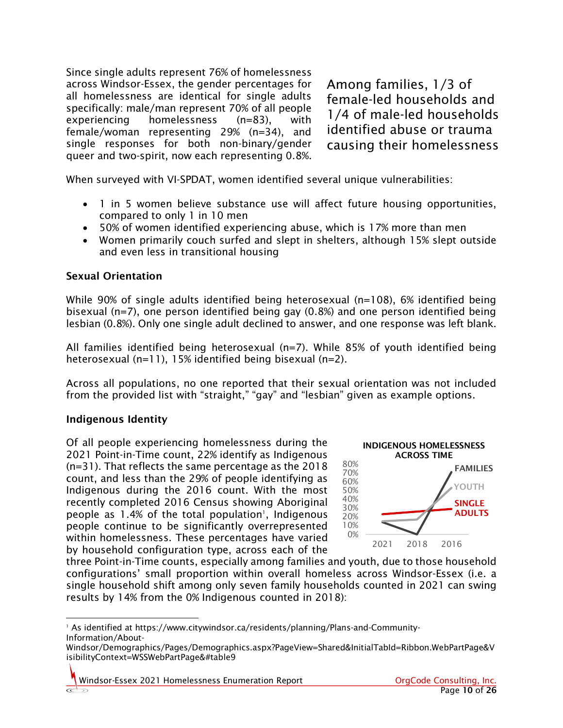Since single adults represent 76% of homelessness across Windsor-Essex, the gender percentages for all homelessness are identical for single adults specifically: male/man represent 70% of all people experiencing homelessness (n=83), with female/woman representing 29% (n=34), and single responses for both non-binary/gender queer and two-spirit, now each representing 0.8%.

Among families, 1/3 of female-led households and 1/4 of male-led households identified abuse or trauma causing their homelessness

When surveyed with VI-SPDAT, women identified several unique vulnerabilities:

- 1 in 5 women believe substance use will affect future housing opportunities, compared to only 1 in 10 men
- 50% of women identified experiencing abuse, which is 17% more than men
- Women primarily couch surfed and slept in shelters, although 15% slept outside and even less in transitional housing

### Sexual Orientation

While 90% of single adults identified being heterosexual (n=108), 6% identified being bisexual (n=7), one person identified being gay (0.8%) and one person identified being lesbian (0.8%). Only one single adult declined to answer, and one response was left blank.

All families identified being heterosexual (n=7). While 85% of youth identified being heterosexual (n=11), 15% identified being bisexual (n=2).

Across all populations, no one reported that their sexual orientation was not included from the provided list with "straight," "gay" and "lesbian" given as example options.

### Indigenous Identity

Of all people experiencing homelessness during the 2021 Point-in-Time count, 22% identify as Indigenous (n=31). That reflects the same percentage as the 2018 count, and less than the 29% of people identifying as Indigenous during the 2016 count. With the most recently completed 2016 Census showing Aboriginal people as 1.4% of the total population[1], Indigenous people continue to be significantly overrepresented within homelessness. These percentages have varied by household configuration type, across each of the three Point-in-Time counts, especially among families and youth, due to those household configurations' small proportion within overall homeless across Windsor-Essex (i.e. a single household shift among only seven family households counted in 2021 can swing results by 14% from the 0% Indigenous counted in 2018):

**INDIGENOUS HOMELESSNESS ACROSS TIME**

[1] As identified at https://www.citywindsor.ca/residents/planning/Plans-and-Community-Information/About-Windsor/Demographics/Pages/Demographics.aspx?PageView=Shared&InitialTabId=Ribbon.WebPartPage&VisibilityContext=WSSWebPartPage&#table9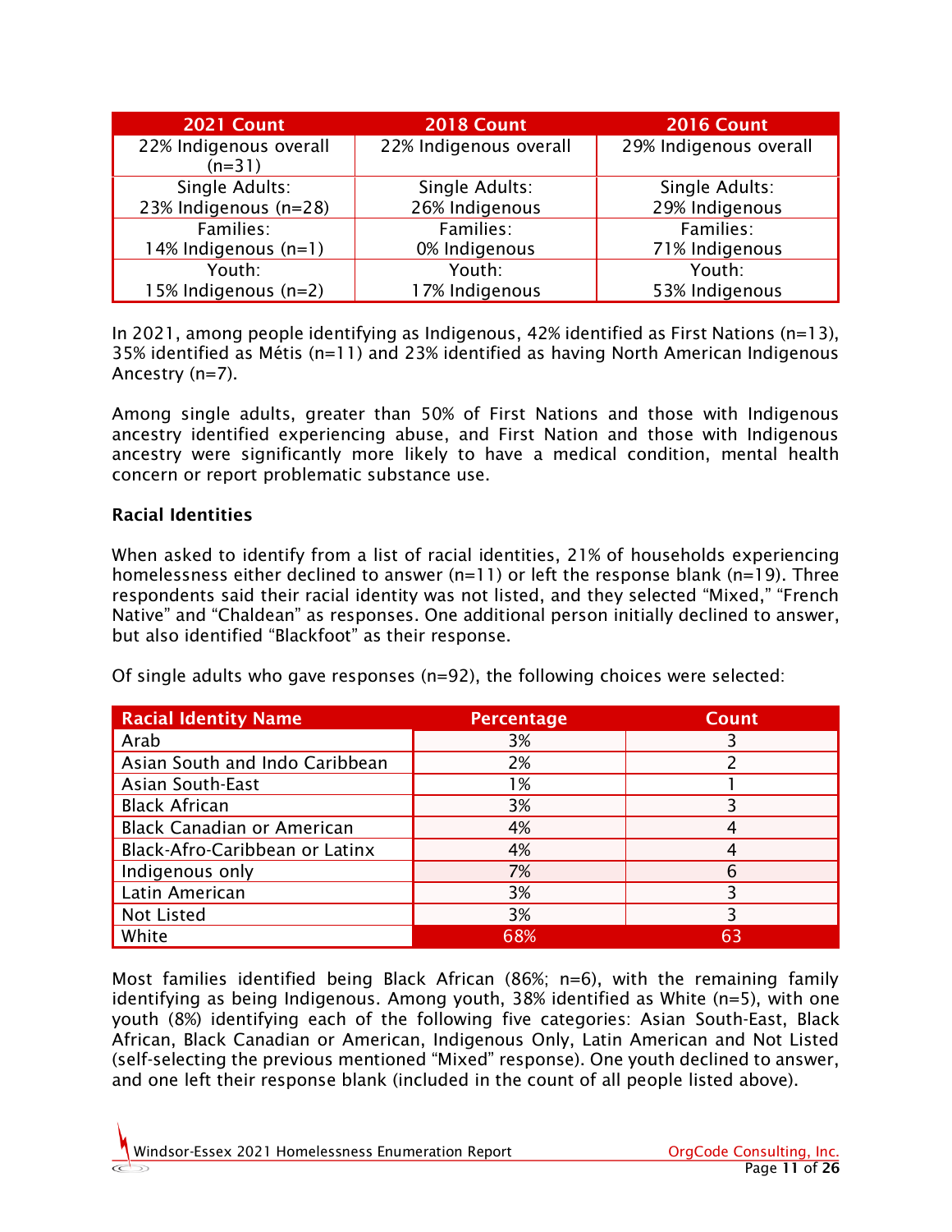| 2021 Count | 2018 Count | 2016 Count |
|---|---|---|
| 22% Indigenous overall (n=31) | 22% Indigenous overall | 29% Indigenous overall |
| Single Adults: 23% Indigenous (n=28) | Single Adults: 26% Indigenous | Single Adults: 29% Indigenous |
| Families: 14% Indigenous (n=1) | Families: 0% Indigenous | Families: 71% Indigenous |
| Youth: 15% Indigenous (n=2) | Youth: 17% Indigenous | Youth: 53% Indigenous |

In 2021, among people identifying as Indigenous, 42% identified as First Nations (n=13), 35% identified as Métis (n=11) and 23% identified as having North American Indigenous Ancestry (n=7).

Among single adults, greater than 50% of First Nations and those with Indigenous ancestry identified experiencing abuse, and First Nation and those with Indigenous ancestry were significantly more likely to have a medical condition, mental health concern or report problematic substance use.

**Racial Identities**

When asked to identify from a list of racial identities, 21% of households experiencing homelessness either declined to answer (n=11) or left the response blank (n=19). Three respondents said their racial identity was not listed, and they selected "Mixed," "French Native" and "Chaldean" as responses. One additional person initially declined to answer, but also identified "Blackfoot" as their response.

Of single adults who gave responses (n=92), the following choices were selected:

| Racial Identity Name | Percentage | Count |
|---|---|---|
| Arab | 3% | 3 |
| Asian South and Indo Caribbean | 2% | 2 |
| Asian South-East | 1% | 1 |
| Black African | 3% | 3 |
| Black Canadian or American | 4% | 4 |
| Black-Afro-Caribbean or Latinx | 4% | 4 |
| Indigenous only | 7% | 6 |
| Latin American | 3% | 3 |
| Not Listed | 3% | 3 |
| White | 68% | 63 |

Most families identified being Black African (86%; n=6), with the remaining family identifying as being Indigenous. Among youth, 38% identified as White (n=5), with one youth (8%) identifying each of the following five categories: Asian South-East, Black African, Black Canadian or American, Indigenous Only, Latin American and Not Listed (self-selecting the previous mentioned "Mixed" response). One youth declined to answer, and one left their response blank (included in the count of all people listed above).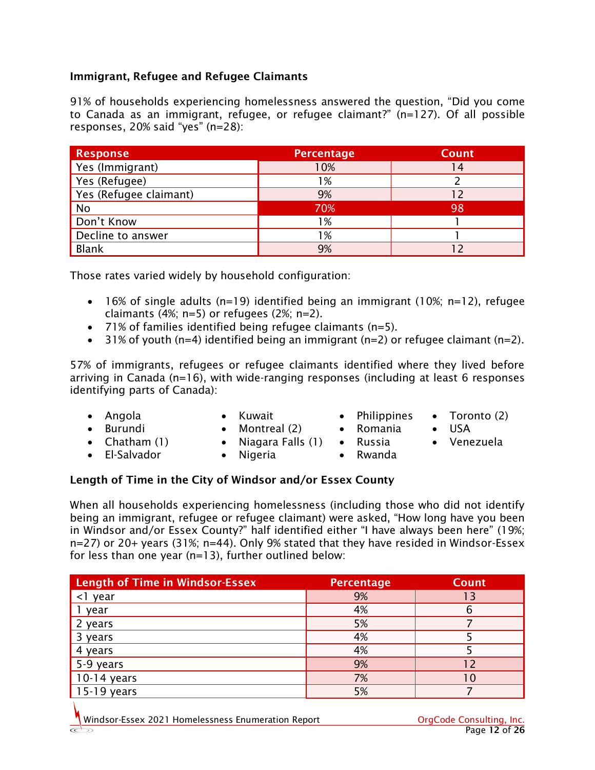### Immigrant, Refugee and Refugee Claimants

91% of households experiencing homelessness answered the question, "Did you come to Canada as an immigrant, refugee, or refugee claimant?" (n=127). Of all possible responses, 20% said "yes" (n=28):

| Response | Percentage | Count |
|---|---|---|
| Yes (Immigrant) | 10% | 14 |
| Yes (Refugee) | 1% | 2 |
| Yes (Refugee claimant) | 9% | 12 |
| No | 70% | 98 |
| Don't Know | 1% | 1 |
| Decline to answer | 1% | 1 |
| Blank | 9% | 12 |

Those rates varied widely by household configuration:

- 16% of single adults (n=19) identified being an immigrant (10%; n=12), refugee claimants (4%; n=5) or refugees (2%; n=2).
- 71% of families identified being refugee claimants (n=5).
- 31% of youth (n=4) identified being an immigrant (n=2) or refugee claimant (n=2).

57% of immigrants, refugees or refugee claimants identified where they lived before arriving in Canada (n=16), with wide-ranging responses (including at least 6 responses identifying parts of Canada):

- Angola
- Burundi
- Chatham (1)
- El-Salvador
- Kuwait
- Montreal (2)
- Niagara Falls (1)
- Nigeria
- Philippines
- Romania
- Russia
- Rwanda
- Toronto (2)
- USA
- Venezuela

### Length of Time in the City of Windsor and/or Essex County

When all households experiencing homelessness (including those who did not identify being an immigrant, refugee or refugee claimant) were asked, "How long have you been in Windsor and/or Essex County?" half identified either "I have always been here" (19%; n=27) or 20+ years (31%; n=44). Only 9% stated that they have resided in Windsor-Essex for less than one year (n=13), further outlined below:

| Length of Time in Windsor-Essex | Percentage | Count |
|---|---|---|
| <1 year | 9% | 13 |
| 1 year | 4% | 6 |
| 2 years | 5% | 7 |
| 3 years | 4% | 5 |
| 4 years | 4% | 5 |
| 5-9 years | 9% | 12 |
| 10-14 years | 7% | 10 |
| 15-19 years | 5% | 7 |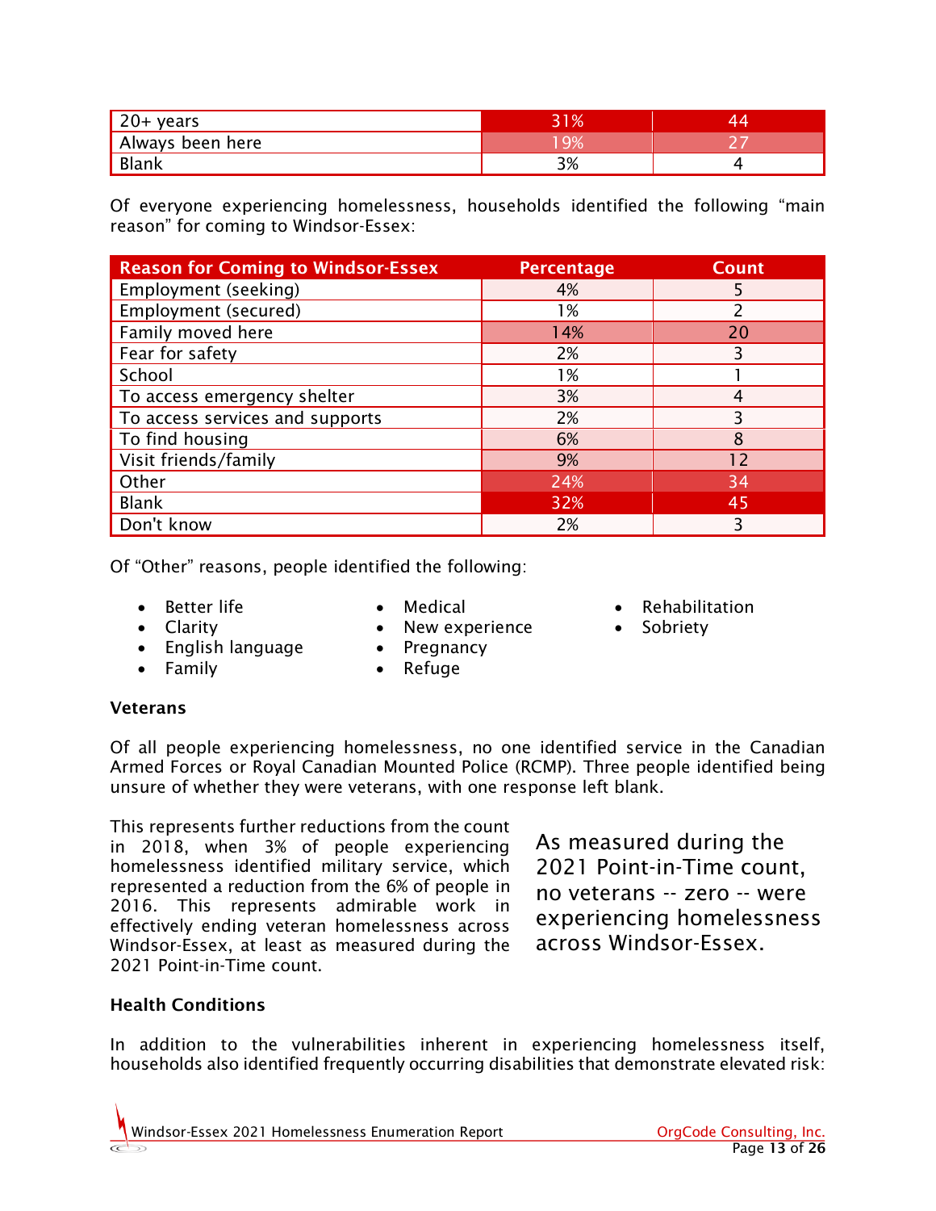| 20+ years | 31% | 44 |
|---|---|---|
| Always been here | 19% | 27 |
| Blank | 3% | 4 |

Of everyone experiencing homelessness, households identified the following "main reason" for coming to Windsor-Essex:

| Reason for Coming to Windsor-Essex | Percentage | Count |
|---|---|---|
| Employment (seeking) | 4% | 5 |
| Employment (secured) | 1% | 2 |
| Family moved here | 14% | 20 |
| Fear for safety | 2% | 3 |
| School | 1% | 1 |
| To access emergency shelter | 3% | 4 |
| To access services and supports | 2% | 3 |
| To find housing | 6% | 8 |
| Visit friends/family | 9% | 12 |
| Other | 24% | 34 |
| Blank | 32% | 45 |
| Don't know | 2% | 3 |

Of "Other" reasons, people identified the following:

- Better life
- Clarity
- English language
- Family
- Medical
- New experience
- Pregnancy
- Refuge
- Rehabilitation
- Sobriety

**Veterans**

Of all people experiencing homelessness, no one identified service in the Canadian Armed Forces or Royal Canadian Mounted Police (RCMP). Three people identified being unsure of whether they were veterans, with one response left blank.

This represents further reductions from the count in 2018, when 3% of people experiencing homelessness identified military service, which represented a reduction from the 6% of people in 2016. This represents admirable work in effectively ending veteran homelessness across Windsor-Essex, at least as measured during the 2021 Point-in-Time count.

As measured during the 2021 Point-in-Time count, no veterans -- zero -- were experiencing homelessness across Windsor-Essex.

**Health Conditions**

In addition to the vulnerabilities inherent in experiencing homelessness itself, households also identified frequently occurring disabilities that demonstrate elevated risk: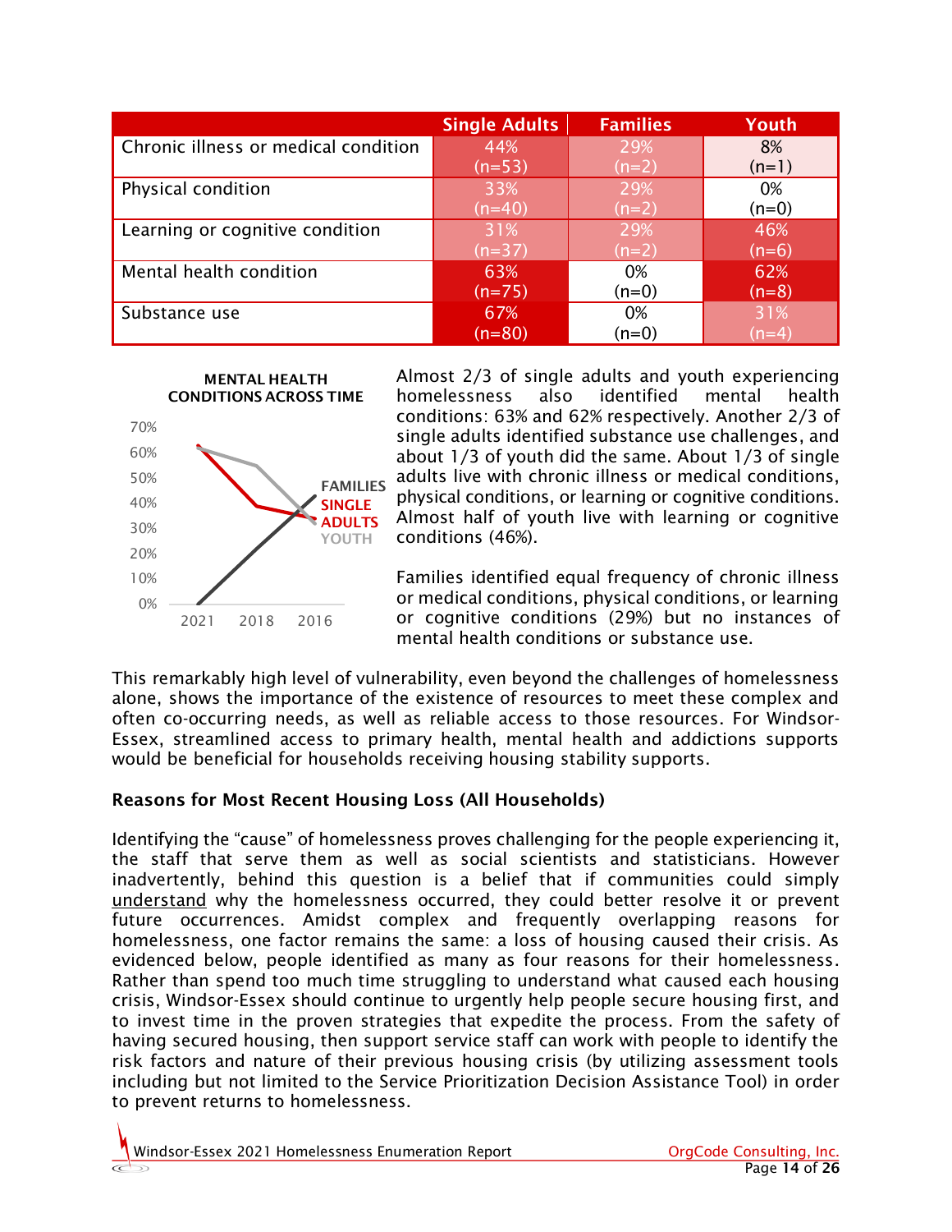| | Single Adults | Families | Youth |
|---|---|---|---|
| Chronic illness or medical condition | 44% (n=53) | 29% (n=2) | 8% (n=1) |
| Physical condition | 33% (n=40) | 29% (n=2) | 0% (n=0) |
| Learning or cognitive condition | 31% (n=37) | 29% (n=2) | 46% (n=6) |
| Mental health condition | 63% (n=75) | 0% (n=0) | 62% (n=8) |
| Substance use | 67% (n=80) | 0% (n=0) | 31% (n=4) |

**MENTAL HEALTH CONDITIONS ACROSS TIME**

Almost 2/3 of single adults and youth experiencing homelessness also identified mental health conditions: 63% and 62% respectively. Another 2/3 of single adults identified substance use challenges, and about 1/3 of youth did the same. About 1/3 of single adults live with chronic illness or medical conditions, physical conditions, or learning or cognitive conditions. Almost half of youth live with learning or cognitive conditions (46%).

Families identified equal frequency of chronic illness or medical conditions, physical conditions, or learning or cognitive conditions (29%) but no instances of mental health conditions or substance use.

This remarkably high level of vulnerability, even beyond the challenges of homelessness alone, shows the importance of the existence of resources to meet these complex and often co-occurring needs, as well as reliable access to those resources. For Windsor-Essex, streamlined access to primary health, mental health and addictions supports would be beneficial for households receiving housing stability supports.

### Reasons for Most Recent Housing Loss (All Households)

Identifying the "cause" of homelessness proves challenging for the people experiencing it, the staff that serve them as well as social scientists and statisticians. However inadvertently, behind this question is a belief that if communities could simply understand why the homelessness occurred, they could better resolve it or prevent future occurrences. Amidst complex and frequently overlapping reasons for homelessness, one factor remains the same: a loss of housing caused their crisis. As evidenced below, people identified as many as four reasons for their homelessness. Rather than spend too much time struggling to understand what caused each housing crisis, Windsor-Essex should continue to urgently help people secure housing first, and to invest time in the proven strategies that expedite the process. From the safety of having secured housing, then support service staff can work with people to identify the risk factors and nature of their previous housing crisis (by utilizing assessment tools including but not limited to the Service Prioritization Decision Assistance Tool) in order to prevent returns to homelessness.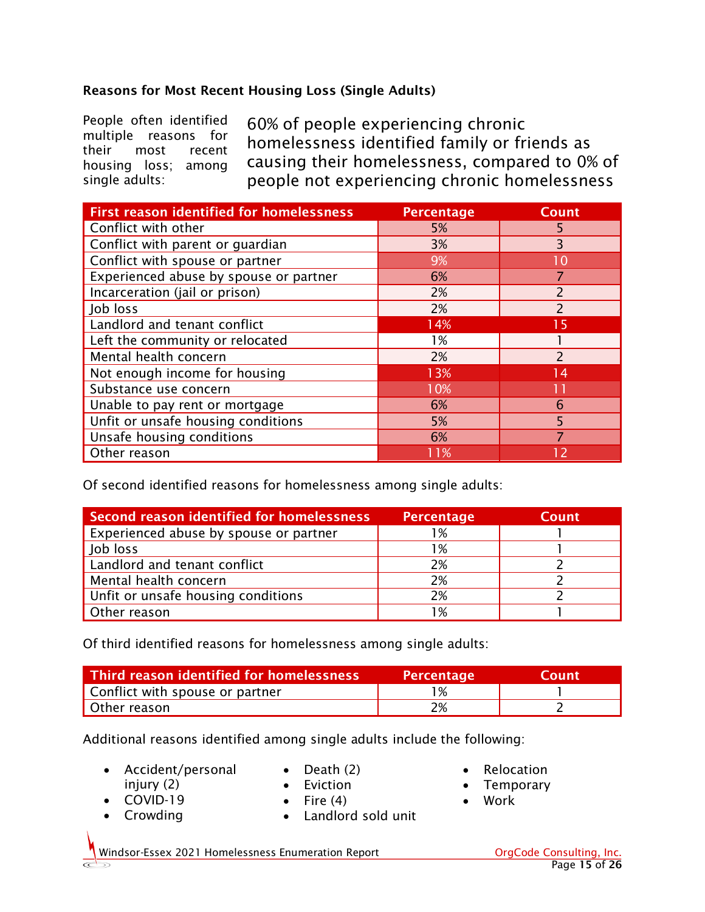### Reasons for Most Recent Housing Loss (Single Adults)

People often identified multiple reasons for their most recent housing loss; among single adults:

60% of people experiencing chronic homelessness identified family or friends as causing their homelessness, compared to 0% of people not experiencing chronic homelessness

| First reason identified for homelessness | Percentage | Count |
|---|---|---|
| Conflict with other | 5% | 5 |
| Conflict with parent or guardian | 3% | 3 |
| Conflict with spouse or partner | 9% | 10 |
| Experienced abuse by spouse or partner | 6% | 7 |
| Incarceration (jail or prison) | 2% | 2 |
| Job loss | 2% | 2 |
| Landlord and tenant conflict | 14% | 15 |
| Left the community or relocated | 1% | 1 |
| Mental health concern | 2% | 2 |
| Not enough income for housing | 13% | 14 |
| Substance use concern | 10% | 11 |
| Unable to pay rent or mortgage | 6% | 6 |
| Unfit or unsafe housing conditions | 5% | 5 |
| Unsafe housing conditions | 6% | 7 |
| Other reason | 11% | 12 |

Of second identified reasons for homelessness among single adults:

| Second reason identified for homelessness | Percentage | Count |
|---|---|---|
| Experienced abuse by spouse or partner | 1% | 1 |
| Job loss | 1% | 1 |
| Landlord and tenant conflict | 2% | 2 |
| Mental health concern | 2% | 2 |
| Unfit or unsafe housing conditions | 2% | 2 |
| Other reason | 1% | 1 |

Of third identified reasons for homelessness among single adults:

| Third reason identified for homelessness | Percentage | Count |
|---|---|---|
| Conflict with spouse or partner | 1% | 1 |
| Other reason | 2% | 2 |

Additional reasons identified among single adults include the following:

- Accident/personal injury (2)
- COVID-19
- Crowding
- Death (2)
- Eviction
- Fire (4)
- Landlord sold unit
- Relocation
- Temporary
- Work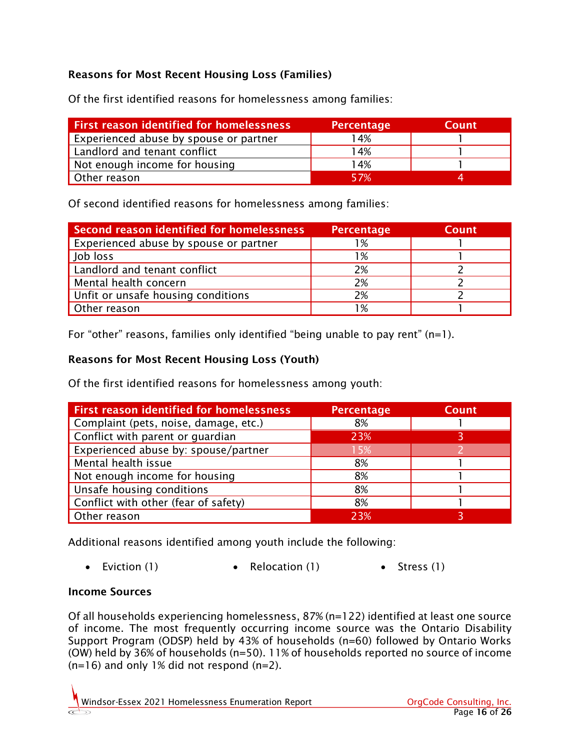### Reasons for Most Recent Housing Loss (Families)

Of the first identified reasons for homelessness among families:

| First reason identified for homelessness | Percentage | Count |
|---|---|---|
| Experienced abuse by spouse or partner | 14% | 1 |
| Landlord and tenant conflict | 14% | 1 |
| Not enough income for housing | 14% | 1 |
| Other reason | 57% | 4 |

Of second identified reasons for homelessness among families:

| Second reason identified for homelessness | Percentage | Count |
|---|---|---|
| Experienced abuse by spouse or partner | 1% | 1 |
| Job loss | 1% | 1 |
| Landlord and tenant conflict | 2% | 2 |
| Mental health concern | 2% | 2 |
| Unfit or unsafe housing conditions | 2% | 2 |
| Other reason | 1% | 1 |

For "other" reasons, families only identified "being unable to pay rent" (n=1).

### Reasons for Most Recent Housing Loss (Youth)

Of the first identified reasons for homelessness among youth:

| First reason identified for homelessness | Percentage | Count |
|---|---|---|
| Complaint (pets, noise, damage, etc.) | 8% | 1 |
| Conflict with parent or guardian | 23% | 3 |
| Experienced abuse by: spouse/partner | 15% | 2 |
| Mental health issue | 8% | 1 |
| Not enough income for housing | 8% | 1 |
| Unsafe housing conditions | 8% | 1 |
| Conflict with other (fear of safety) | 8% | 1 |
| Other reason | 23% | 3 |

Additional reasons identified among youth include the following:

- Eviction (1)
- Relocation (1)
- Stress (1)

### Income Sources

Of all households experiencing homelessness, 87% (n=122) identified at least one source of income. The most frequently occurring income source was the Ontario Disability Support Program (ODSP) held by 43% of households (n=60) followed by Ontario Works (OW) held by 36% of households (n=50). 11% of households reported no source of income (n=16) and only 1% did not respond (n=2).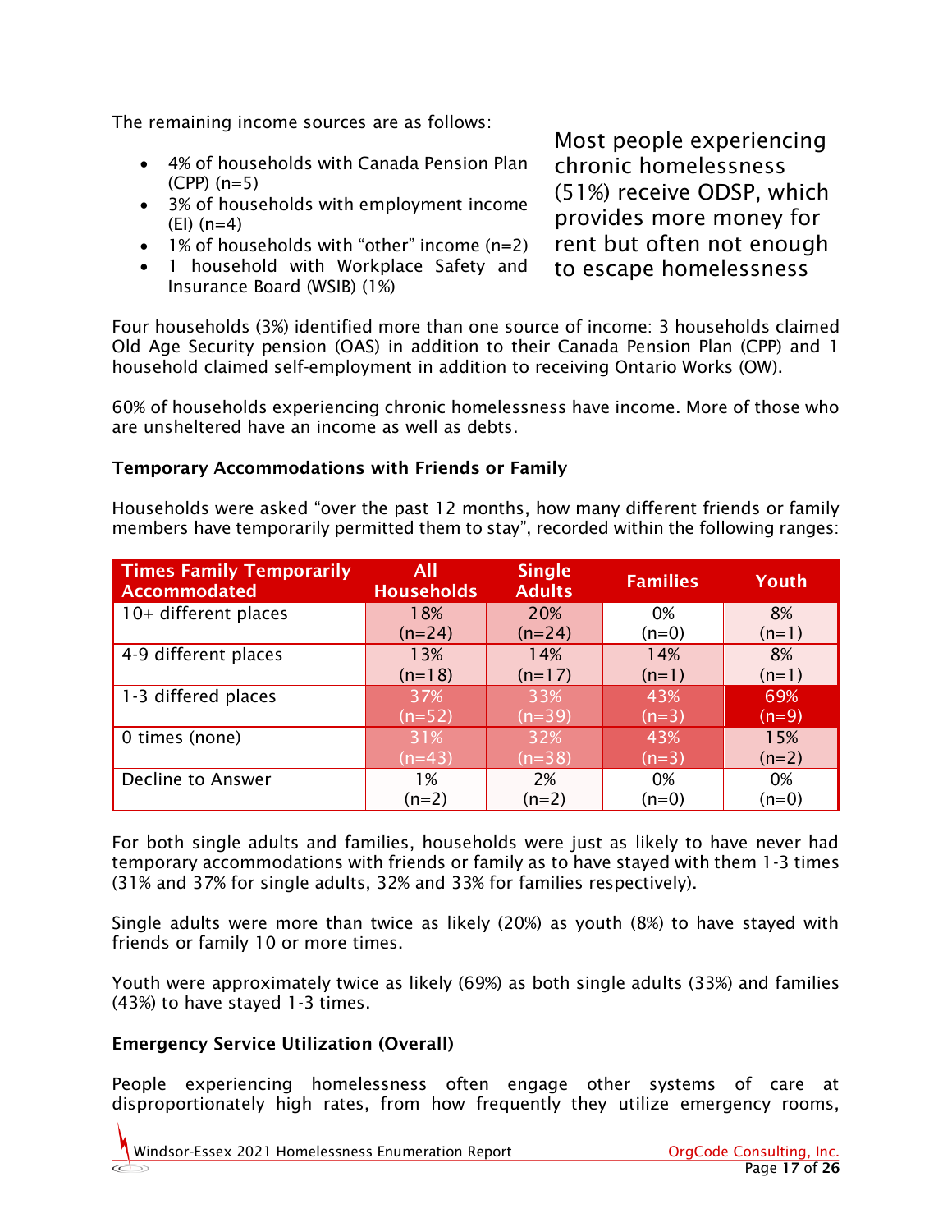The remaining income sources are as follows:

- 4% of households with Canada Pension Plan (CPP) (n=5)
- 3% of households with employment income (EI) (n=4)
- 1% of households with "other" income (n=2)
- 1 household with Workplace Safety and Insurance Board (WSIB) (1%)

Most people experiencing chronic homelessness (51%) receive ODSP, which provides more money for rent but often not enough to escape homelessness

Four households (3%) identified more than one source of income: 3 households claimed Old Age Security pension (OAS) in addition to their Canada Pension Plan (CPP) and 1 household claimed self-employment in addition to receiving Ontario Works (OW).

60% of households experiencing chronic homelessness have income. More of those who are unsheltered have an income as well as debts.

**Temporary Accommodations with Friends or Family**

Households were asked "over the past 12 months, how many different friends or family members have temporarily permitted them to stay", recorded within the following ranges:

| Times Family Temporarily Accommodated | All Households | Single Adults | Families | Youth |
|---|---|---|---|---|
| 10+ different places | 18% (n=24) | 20% (n=24) | 0% (n=0) | 8% (n=1) |
| 4-9 different places | 13% (n=18) | 14% (n=17) | 14% (n=1) | 8% (n=1) |
| 1-3 differed places | 37% (n=52) | 33% (n=39) | 43% (n=3) | 69% (n=9) |
| 0 times (none) | 31% (n=43) | 32% (n=38) | 43% (n=3) | 15% (n=2) |
| Decline to Answer | 1% (n=2) | 2% (n=2) | 0% (n=0) | 0% (n=0) |

For both single adults and families, households were just as likely to have never had temporary accommodations with friends or family as to have stayed with them 1-3 times (31% and 37% for single adults, 32% and 33% for families respectively).

Single adults were more than twice as likely (20%) as youth (8%) to have stayed with friends or family 10 or more times.

Youth were approximately twice as likely (69%) as both single adults (33%) and families (43%) to have stayed 1-3 times.

**Emergency Service Utilization (Overall)**

People experiencing homelessness often engage other systems of care at disproportionately high rates, from how frequently they utilize emergency rooms,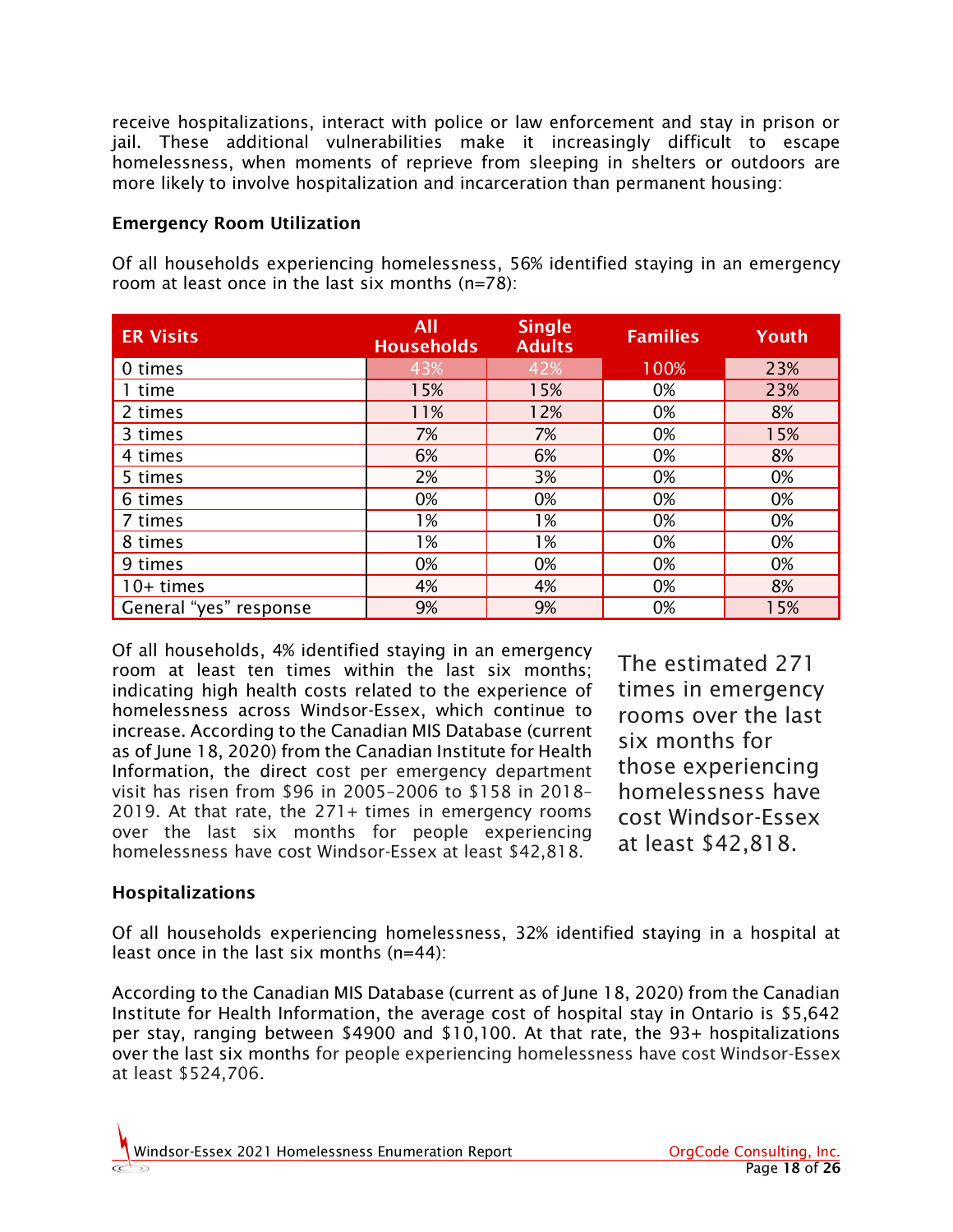receive hospitalizations, interact with police or law enforcement and stay in prison or jail. These additional vulnerabilities make it increasingly difficult to escape homelessness, when moments of reprieve from sleeping in shelters or outdoors are more likely to involve hospitalization and incarceration than permanent housing:

**Emergency Room Utilization**

Of all households experiencing homelessness, 56% identified staying in an emergency room at least once in the last six months (n=78):

| ER Visits | All Households | Single Adults | Families | Youth |
|---|---|---|---|---|
| 0 times | 43% | 42% | 100% | 23% |
| 1 time | 15% | 15% | 0% | 23% |
| 2 times | 11% | 12% | 0% | 8% |
| 3 times | 7% | 7% | 0% | 15% |
| 4 times | 6% | 6% | 0% | 8% |
| 5 times | 2% | 3% | 0% | 0% |
| 6 times | 0% | 0% | 0% | 0% |
| 7 times | 1% | 1% | 0% | 0% |
| 8 times | 1% | 1% | 0% | 0% |
| 9 times | 0% | 0% | 0% | 0% |
| 10+ times | 4% | 4% | 0% | 8% |
| General "yes" response | 9% | 9% | 0% | 15% |

Of all households, 4% identified staying in an emergency room at least ten times within the last six months; indicating high health costs related to the experience of homelessness across Windsor-Essex, which continue to increase. According to the Canadian MIS Database (current as of June 18, 2020) from the Canadian Institute for Health Information, the direct cost per emergency department visit has risen from $96 in 2005-2006 to $158 in 2018-2019. At that rate, the 271+ times in emergency rooms over the last six months for people experiencing homelessness have cost Windsor-Essex at least $42,818.

The estimated 271 times in emergency rooms over the last six months for those experiencing homelessness have cost Windsor-Essex at least $42,818.

**Hospitalizations**

Of all households experiencing homelessness, 32% identified staying in a hospital at least once in the last six months (n=44):

According to the Canadian MIS Database (current as of June 18, 2020) from the Canadian Institute for Health Information, the average cost of hospital stay in Ontario is $5,642 per stay, ranging between $4900 and $10,100. At that rate, the 93+ hospitalizations over the last six months for people experiencing homelessness have cost Windsor-Essex at least $524,706.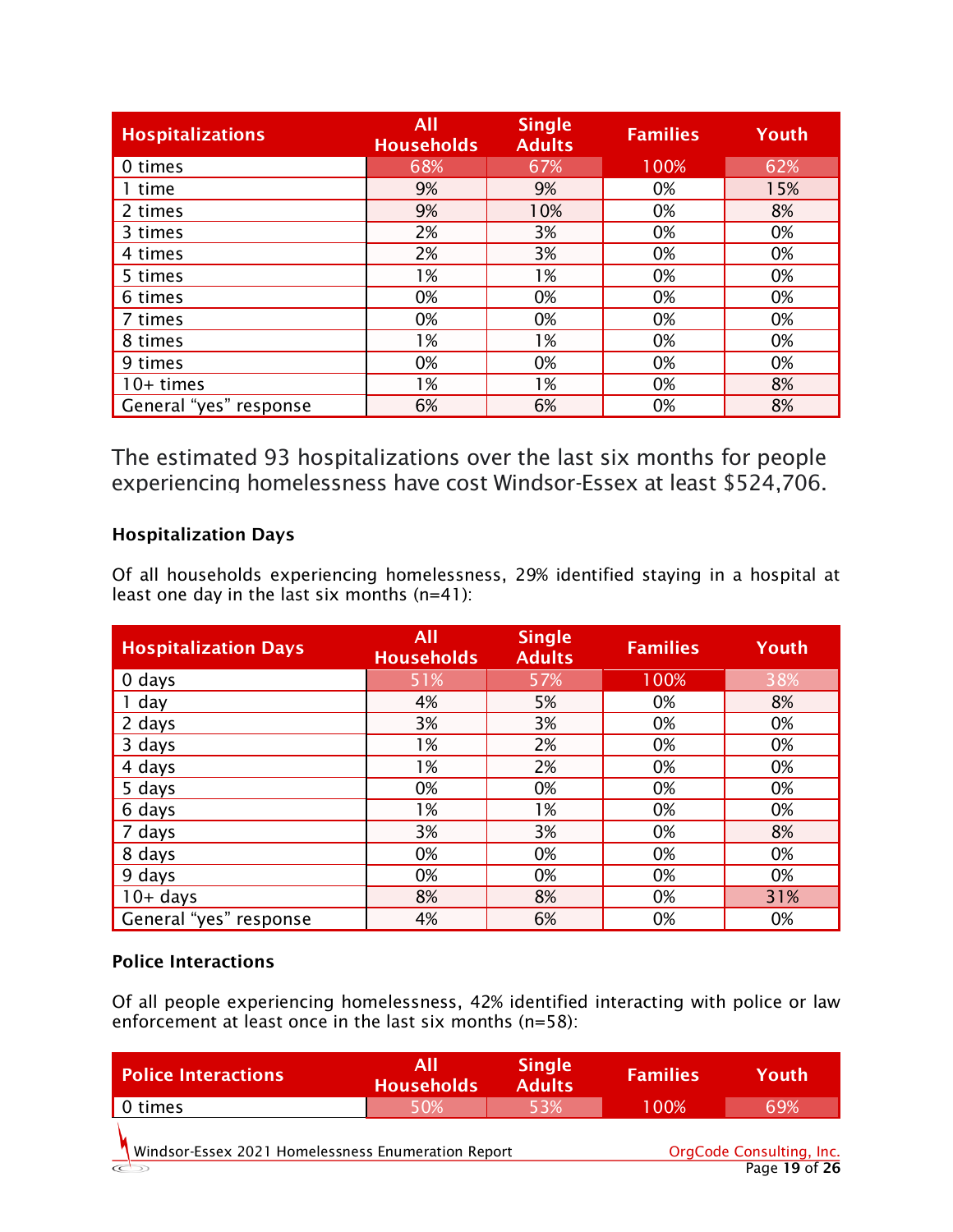| Hospitalizations | All Households | Single Adults | Families | Youth |
|---|---|---|---|---|
| 0 times | 68% | 67% | 100% | 62% |
| 1 time | 9% | 9% | 0% | 15% |
| 2 times | 9% | 10% | 0% | 8% |
| 3 times | 2% | 3% | 0% | 0% |
| 4 times | 2% | 3% | 0% | 0% |
| 5 times | 1% | 1% | 0% | 0% |
| 6 times | 0% | 0% | 0% | 0% |
| 7 times | 0% | 0% | 0% | 0% |
| 8 times | 1% | 1% | 0% | 0% |
| 9 times | 0% | 0% | 0% | 0% |
| 10+ times | 1% | 1% | 0% | 8% |
| General "yes" response | 6% | 6% | 0% | 8% |

The estimated 93 hospitalizations over the last six months for people experiencing homelessness have cost Windsor-Essex at least $524,706.

### Hospitalization Days

Of all households experiencing homelessness, 29% identified staying in a hospital at least one day in the last six months (n=41):

| Hospitalization Days | All Households | Single Adults | Families | Youth |
|---|---|---|---|---|
| 0 days | 51% | 57% | 100% | 38% |
| 1 day | 4% | 5% | 0% | 8% |
| 2 days | 3% | 3% | 0% | 0% |
| 3 days | 1% | 2% | 0% | 0% |
| 4 days | 1% | 2% | 0% | 0% |
| 5 days | 0% | 0% | 0% | 0% |
| 6 days | 1% | 1% | 0% | 0% |
| 7 days | 3% | 3% | 0% | 8% |
| 8 days | 0% | 0% | 0% | 0% |
| 9 days | 0% | 0% | 0% | 0% |
| 10+ days | 8% | 8% | 0% | 31% |
| General "yes" response | 4% | 6% | 0% | 0% |

### Police Interactions

Of all people experiencing homelessness, 42% identified interacting with police or law enforcement at least once in the last six months (n=58):

| Police Interactions | All Households | Single Adults | Families | Youth |
|---|---|---|---|---|
| 0 times | 50% | 53% | 100% | 69% |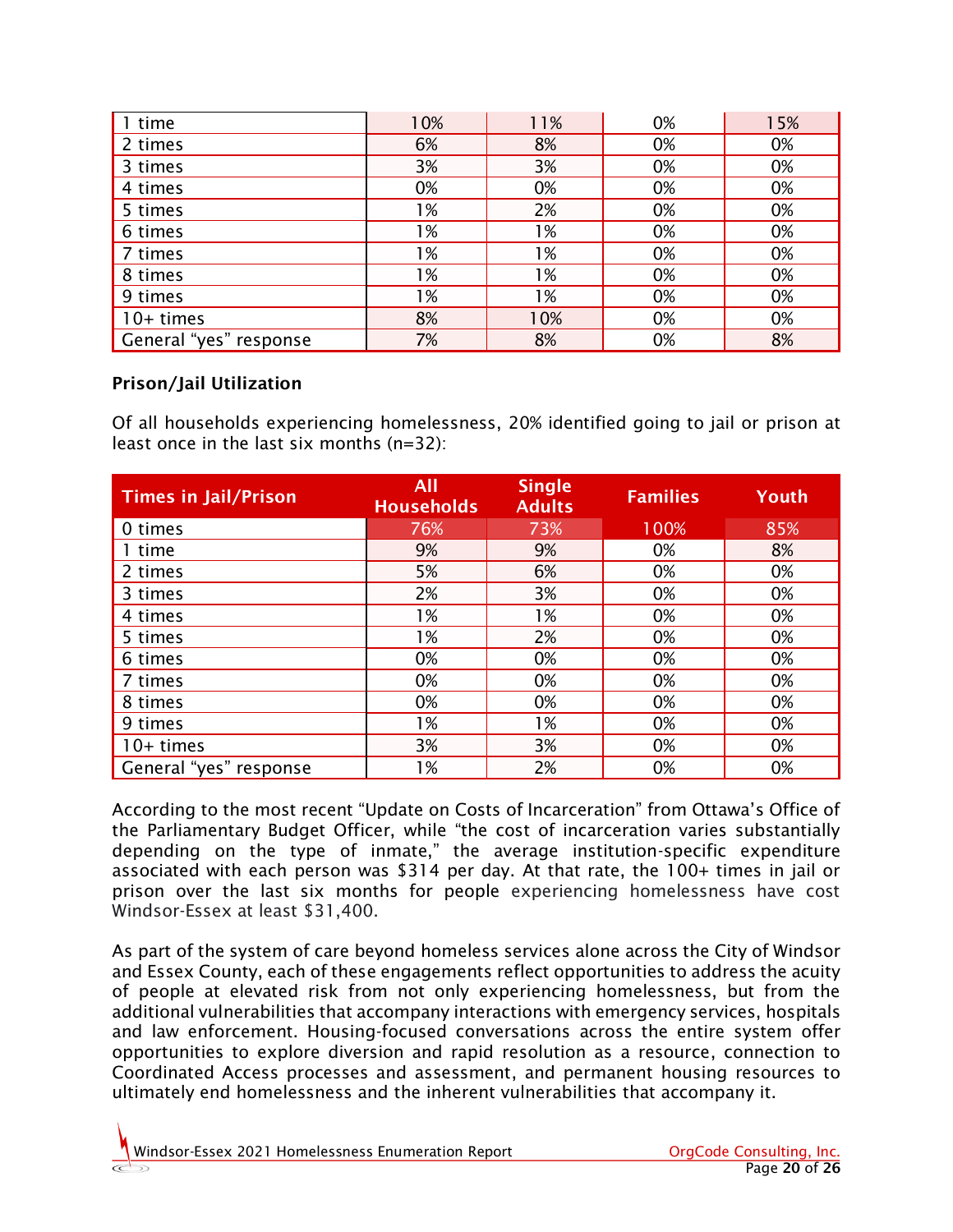| | | | | |
|---|---|---|---|---|
| 1 time | 10% | 11% | 0% | 15% |
| 2 times | 6% | 8% | 0% | 0% |
| 3 times | 3% | 3% | 0% | 0% |
| 4 times | 0% | 0% | 0% | 0% |
| 5 times | 1% | 2% | 0% | 0% |
| 6 times | 1% | 1% | 0% | 0% |
| 7 times | 1% | 1% | 0% | 0% |
| 8 times | 1% | 1% | 0% | 0% |
| 9 times | 1% | 1% | 0% | 0% |
| 10+ times | 8% | 10% | 0% | 0% |
| General “yes” response | 7% | 8% | 0% | 8% |

**Prison/Jail Utilization**

Of all households experiencing homelessness, 20% identified going to jail or prison at least once in the last six months (n=32):

| Times in Jail/Prison | All Households | Single Adults | Families | Youth |
|---|---|---|---|---|
| 0 times | 76% | 73% | 100% | 85% |
| 1 time | 9% | 9% | 0% | 8% |
| 2 times | 5% | 6% | 0% | 0% |
| 3 times | 2% | 3% | 0% | 0% |
| 4 times | 1% | 1% | 0% | 0% |
| 5 times | 1% | 2% | 0% | 0% |
| 6 times | 0% | 0% | 0% | 0% |
| 7 times | 0% | 0% | 0% | 0% |
| 8 times | 0% | 0% | 0% | 0% |
| 9 times | 1% | 1% | 0% | 0% |
| 10+ times | 3% | 3% | 0% | 0% |
| General “yes” response | 1% | 2% | 0% | 0% |

According to the most recent “Update on Costs of Incarceration” from Ottawa’s Office of the Parliamentary Budget Officer, while “the cost of incarceration varies substantially depending on the type of inmate,” the average institution-specific expenditure associated with each person was $314 per day. At that rate, the 100+ times in jail or prison over the last six months for people experiencing homelessness have cost Windsor-Essex at least $31,400.

As part of the system of care beyond homeless services alone across the City of Windsor and Essex County, each of these engagements reflect opportunities to address the acuity of people at elevated risk from not only experiencing homelessness, but from the additional vulnerabilities that accompany interactions with emergency services, hospitals and law enforcement. Housing-focused conversations across the entire system offer opportunities to explore diversion and rapid resolution as a resource, connection to Coordinated Access processes and assessment, and permanent housing resources to ultimately end homelessness and the inherent vulnerabilities that accompany it.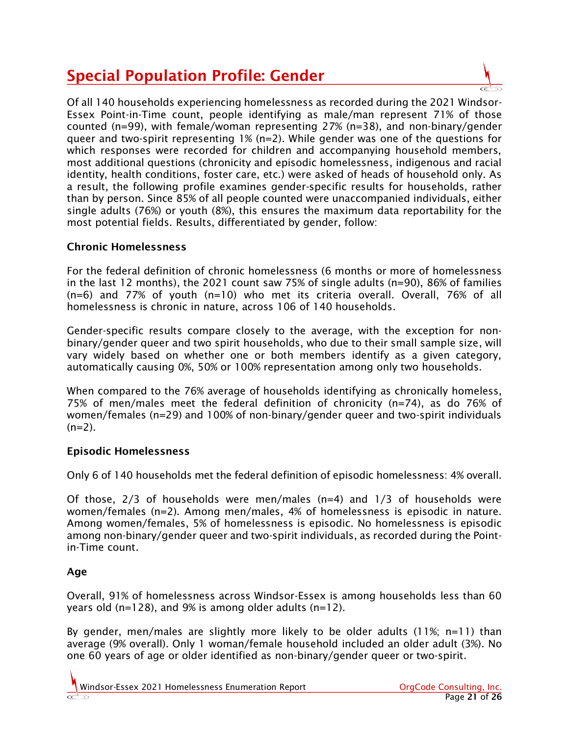# Special Population Profile: Gender

Of all 140 households experiencing homelessness as recorded during the 2021 Windsor-Essex Point-in-Time count, people identifying as male/man represent 71% of those counted (n=99), with female/woman representing 27% (n=38), and non-binary/gender queer and two-spirit representing 1% (n=2). While gender was one of the questions for which responses were recorded for children and accompanying household members, most additional questions (chronicity and episodic homelessness, indigenous and racial identity, health conditions, foster care, etc.) were asked of heads of household only. As a result, the following profile examines gender-specific results for households, rather than by person. Since 85% of all people counted were unaccompanied individuals, either single adults (76%) or youth (8%), this ensures the maximum data reportability for the most potential fields. Results, differentiated by gender, follow:

**Chronic Homelessness**

For the federal definition of chronic homelessness (6 months or more of homelessness in the last 12 months), the 2021 count saw 75% of single adults (n=90), 86% of families (n=6) and 77% of youth (n=10) who met its criteria overall. Overall, 76% of all homelessness is chronic in nature, across 106 of 140 households.

Gender-specific results compare closely to the average, with the exception for non-binary/gender queer and two spirit households, who due to their small sample size, will vary widely based on whether one or both members identify as a given category, automatically causing 0%, 50% or 100% representation among only two households.

When compared to the 76% average of households identifying as chronically homeless, 75% of men/males meet the federal definition of chronicity (n=74), as do 76% of women/females (n=29) and 100% of non-binary/gender queer and two-spirit individuals (n=2).

**Episodic Homelessness**

Only 6 of 140 households met the federal definition of episodic homelessness: 4% overall.

Of those, 2/3 of households were men/males (n=4) and 1/3 of households were women/females (n=2). Among men/males, 4% of homelessness is episodic in nature. Among women/females, 5% of homelessness is episodic. No homelessness is episodic among non-binary/gender queer and two-spirit individuals, as recorded during the Point-in-Time count.

**Age**

Overall, 91% of homelessness across Windsor-Essex is among households less than 60 years old (n=128), and 9% is among older adults (n=12).

By gender, men/males are slightly more likely to be older adults (11%; n=11) than average (9% overall). Only 1 woman/female household included an older adult (3%). No one 60 years of age or older identified as non-binary/gender queer or two-spirit.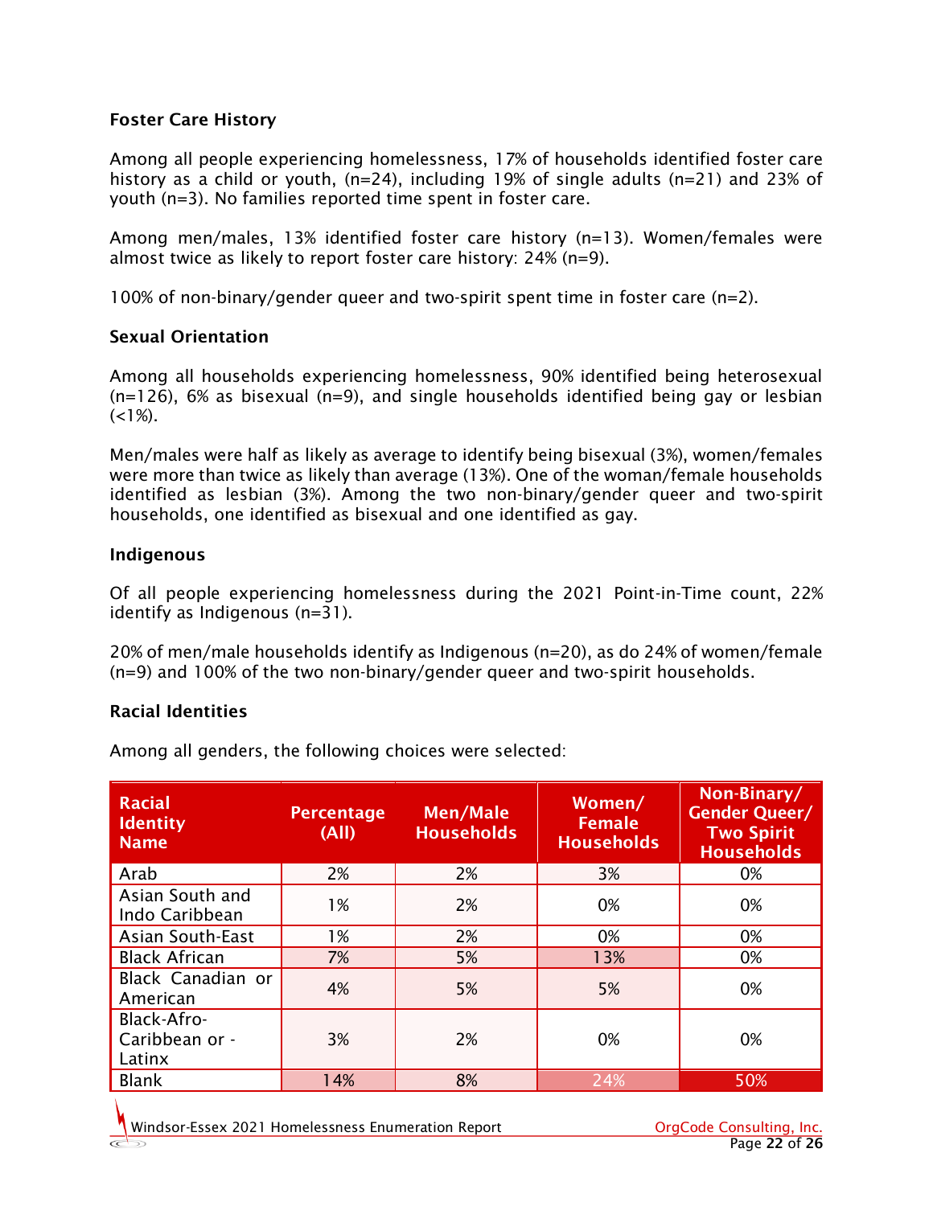### Foster Care History

Among all people experiencing homelessness, 17% of households identified foster care history as a child or youth, (n=24), including 19% of single adults (n=21) and 23% of youth (n=3). No families reported time spent in foster care.

Among men/males, 13% identified foster care history (n=13). Women/females were almost twice as likely to report foster care history: 24% (n=9).

100% of non-binary/gender queer and two-spirit spent time in foster care (n=2).

### Sexual Orientation

Among all households experiencing homelessness, 90% identified being heterosexual (n=126), 6% as bisexual (n=9), and single households identified being gay or lesbian (<1%).

Men/males were half as likely as average to identify being bisexual (3%), women/females were more than twice as likely than average (13%). One of the woman/female households identified as lesbian (3%). Among the two non-binary/gender queer and two-spirit households, one identified as bisexual and one identified as gay.

### Indigenous

Of all people experiencing homelessness during the 2021 Point-in-Time count, 22% identify as Indigenous (n=31).

20% of men/male households identify as Indigenous (n=20), as do 24% of women/female (n=9) and 100% of the two non-binary/gender queer and two-spirit households.

### Racial Identities

Among all genders, the following choices were selected:

| Racial Identity Name | Percentage (All) | Men/Male Households | Women/ Female Households | Non-Binary/ Gender Queer/ Two Spirit Households |
|---|---|---|---|---|
| Arab | 2% | 2% | 3% | 0% |
| Asian South and Indo Caribbean | 1% | 2% | 0% | 0% |
| Asian South-East | 1% | 2% | 0% | 0% |
| Black African | 7% | 5% | 13% | 0% |
| Black Canadian or American | 4% | 5% | 5% | 0% |
| Black-Afro-Caribbean or -Latinx | 3% | 2% | 0% | 0% |
| Blank | 14% | 8% | 24% | 50% |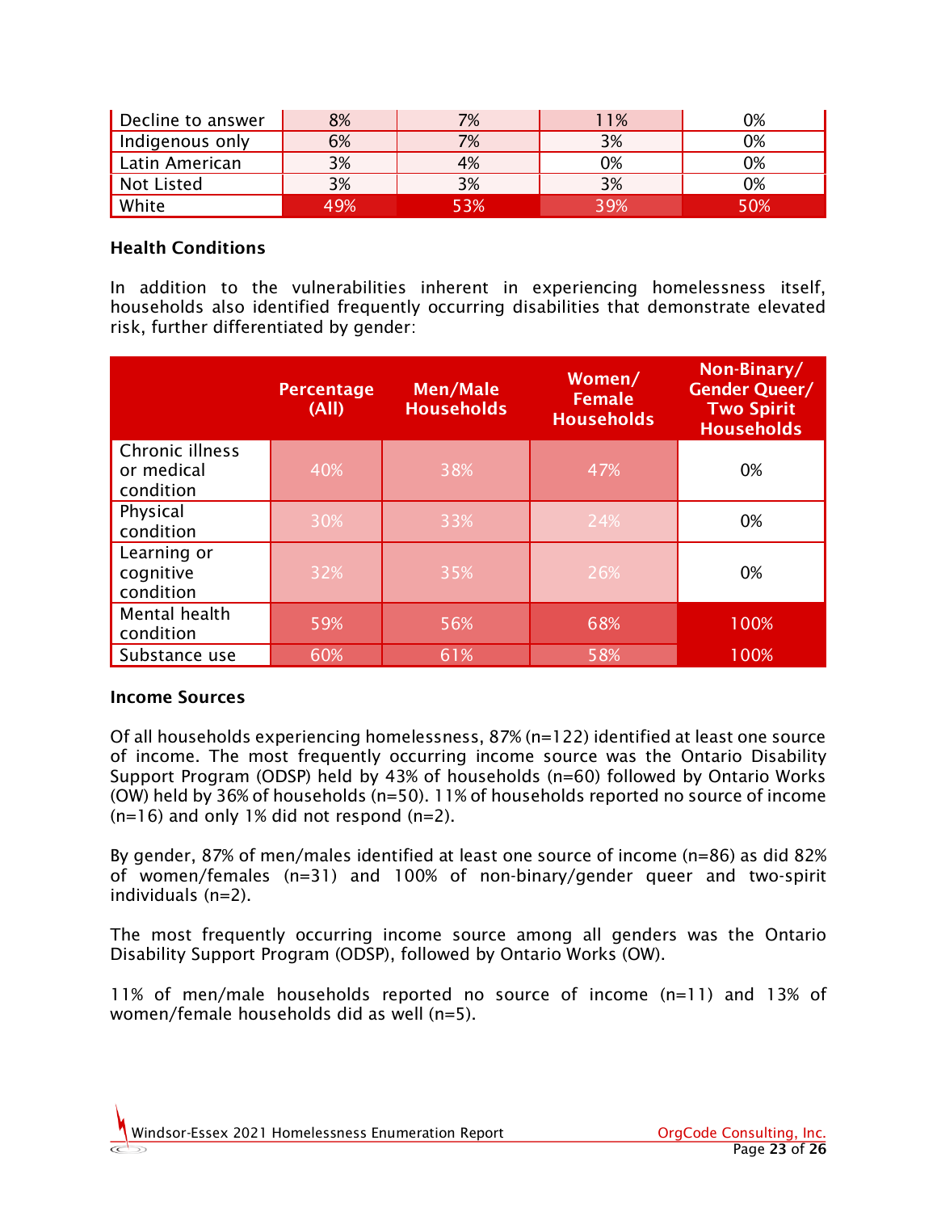| Decline to answer | 8% | 7% | 11% | 0% |
| --- | --- | --- | --- | --- |
| Indigenous only | 6% | 7% | 3% | 0% |
| Latin American | 3% | 4% | 0% | 0% |
| Not Listed | 3% | 3% | 3% | 0% |
| White | 49% | 53% | 39% | 50% |

### Health Conditions

In addition to the vulnerabilities inherent in experiencing homelessness itself, households also identified frequently occurring disabilities that demonstrate elevated risk, further differentiated by gender:

| | Percentage (All) | Men/Male Households | Women/ Female Households | Non-Binary/ Gender Queer/ Two Spirit Households |
| --- | --- | --- | --- | --- |
| Chronic illness or medical condition | 40% | 38% | 47% | 0% |
| Physical condition | 30% | 33% | 24% | 0% |
| Learning or cognitive condition | 32% | 35% | 26% | 0% |
| Mental health condition | 59% | 56% | 68% | 100% |
| Substance use | 60% | 61% | 58% | 100% |

### Income Sources

Of all households experiencing homelessness, 87% (n=122) identified at least one source of income. The most frequently occurring income source was the Ontario Disability Support Program (ODSP) held by 43% of households (n=60) followed by Ontario Works (OW) held by 36% of households (n=50). 11% of households reported no source of income (n=16) and only 1% did not respond (n=2).

By gender, 87% of men/males identified at least one source of income (n=86) as did 82% of women/females (n=31) and 100% of non-binary/gender queer and two-spirit individuals (n=2).

The most frequently occurring income source among all genders was the Ontario Disability Support Program (ODSP), followed by Ontario Works (OW).

11% of men/male households reported no source of income (n=11) and 13% of women/female households did as well (n=5).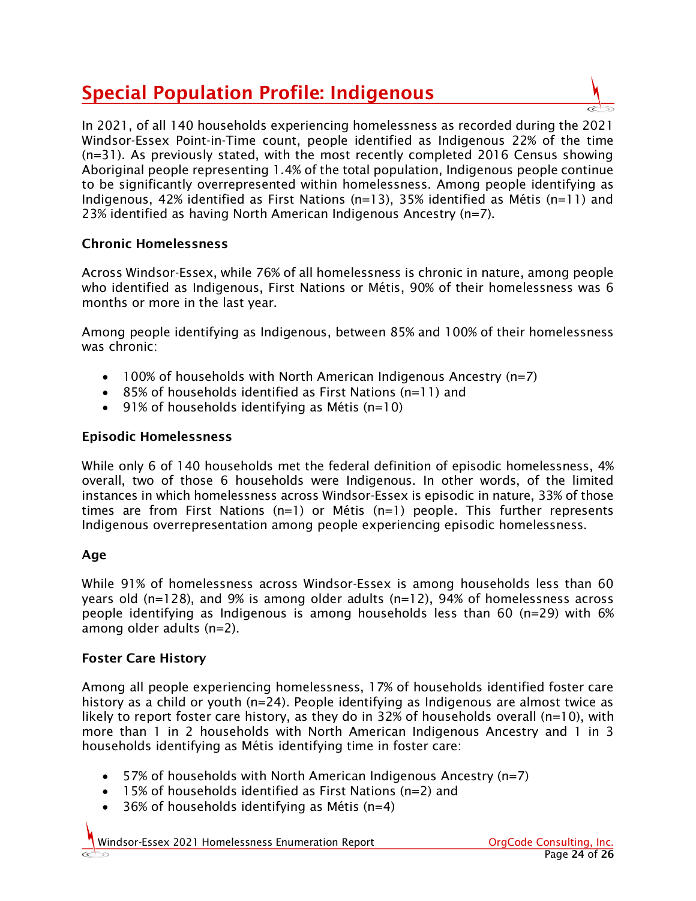# Special Population Profile: Indigenous

In 2021, of all 140 households experiencing homelessness as recorded during the 2021 Windsor-Essex Point-in-Time count, people identified as Indigenous 22% of the time (n=31). As previously stated, with the most recently completed 2016 Census showing Aboriginal people representing 1.4% of the total population, Indigenous people continue to be significantly overrepresented within homelessness. Among people identifying as Indigenous, 42% identified as First Nations (n=13), 35% identified as Métis (n=11) and 23% identified as having North American Indigenous Ancestry (n=7).

### Chronic Homelessness

Across Windsor-Essex, while 76% of all homelessness is chronic in nature, among people who identified as Indigenous, First Nations or Métis, 90% of their homelessness was 6 months or more in the last year.

Among people identifying as Indigenous, between 85% and 100% of their homelessness was chronic:

- 100% of households with North American Indigenous Ancestry (n=7)
- 85% of households identified as First Nations (n=11) and
- 91% of households identifying as Métis (n=10)

### Episodic Homelessness

While only 6 of 140 households met the federal definition of episodic homelessness, 4% overall, two of those 6 households were Indigenous. In other words, of the limited instances in which homelessness across Windsor-Essex is episodic in nature, 33% of those times are from First Nations (n=1) or Métis (n=1) people. This further represents Indigenous overrepresentation among people experiencing episodic homelessness.

### Age

While 91% of homelessness across Windsor-Essex is among households less than 60 years old (n=128), and 9% is among older adults (n=12), 94% of homelessness across people identifying as Indigenous is among households less than 60 (n=29) with 6% among older adults (n=2).

### Foster Care History

Among all people experiencing homelessness, 17% of households identified foster care history as a child or youth (n=24). People identifying as Indigenous are almost twice as likely to report foster care history, as they do in 32% of households overall (n=10), with more than 1 in 2 households with North American Indigenous Ancestry and 1 in 3 households identifying as Métis identifying time in foster care:

- 57% of households with North American Indigenous Ancestry (n=7)
- 15% of households identified as First Nations (n=2) and
- 36% of households identifying as Métis (n=4)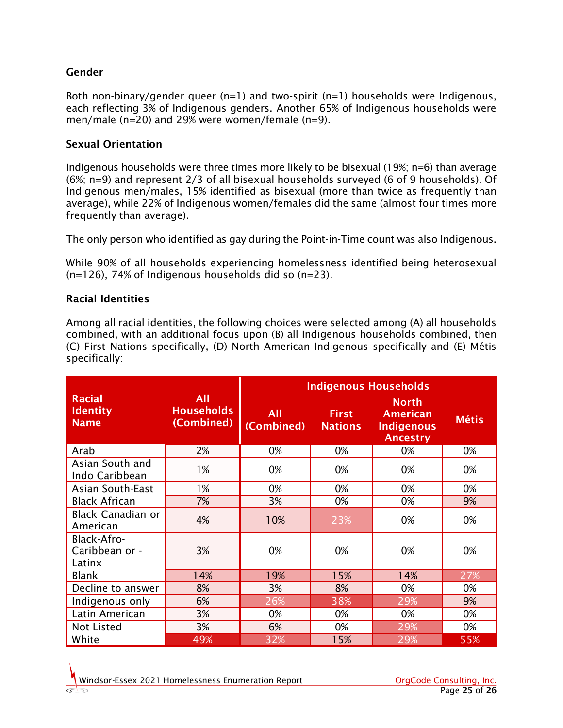### Gender

Both non-binary/gender queer (n=1) and two-spirit (n=1) households were Indigenous, each reflecting 3% of Indigenous genders. Another 65% of Indigenous households were men/male (n=20) and 29% were women/female (n=9).

### Sexual Orientation

Indigenous households were three times more likely to be bisexual (19%; n=6) than average (6%; n=9) and represent 2/3 of all bisexual households surveyed (6 of 9 households). Of Indigenous men/males, 15% identified as bisexual (more than twice as frequently than average), while 22% of Indigenous women/females did the same (almost four times more frequently than average).

The only person who identified as gay during the Point-in-Time count was also Indigenous.

While 90% of all households experiencing homelessness identified being heterosexual (n=126), 74% of Indigenous households did so (n=23).

### Racial Identities

Among all racial identities, the following choices were selected among (A) all households combined, with an additional focus upon (B) all Indigenous households combined, then (C) First Nations specifically, (D) North American Indigenous specifically and (E) Métis specifically:

| Racial Identity Name | All Households (Combined) | Indigenous Households | | | |
|---|---|---|---|---|---|
| | | All (Combined) | First Nations | North American Indigenous Ancestry | Métis |
| Arab | 2% | 0% | 0% | 0% | 0% |
| Asian South and Indo Caribbean | 1% | 0% | 0% | 0% | 0% |
| Asian South-East | 1% | 0% | 0% | 0% | 0% |
| Black African | 7% | 3% | 0% | 0% | 9% |
| Black Canadian or American | 4% | 10% | 23% | 0% | 0% |
| Black-Afro-Caribbean or -Latinx | 3% | 0% | 0% | 0% | 0% |
| Blank | 14% | 19% | 15% | 14% | 27% |
| Decline to answer | 8% | 3% | 8% | 0% | 0% |
| Indigenous only | 6% | 26% | 38% | 29% | 9% |
| Latin American | 3% | 0% | 0% | 0% | 0% |
| Not Listed | 3% | 6% | 0% | 29% | 0% |
| White | 49% | 32% | 15% | 29% | 55% |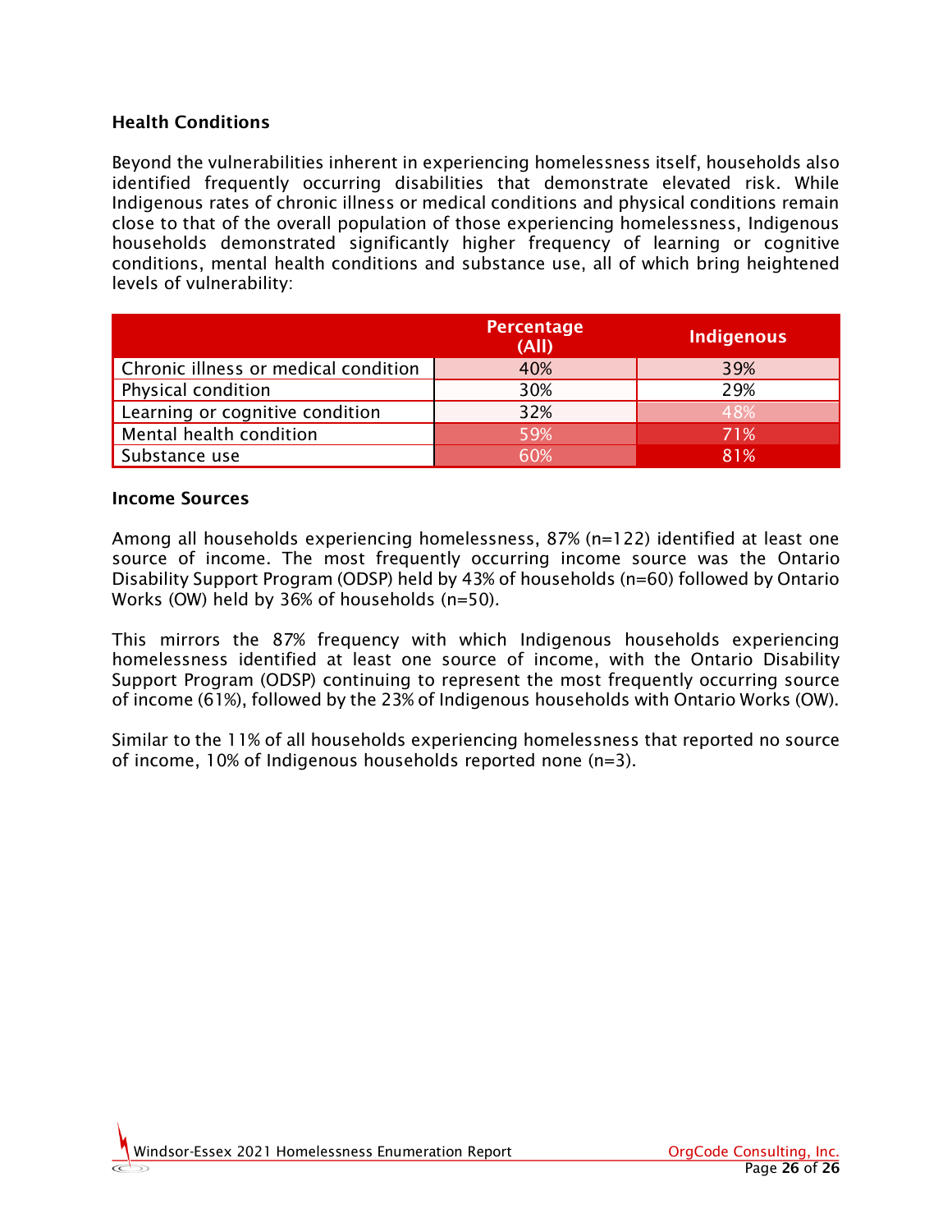### Health Conditions

Beyond the vulnerabilities inherent in experiencing homelessness itself, households also identified frequently occurring disabilities that demonstrate elevated risk. While Indigenous rates of chronic illness or medical conditions and physical conditions remain close to that of the overall population of those experiencing homelessness, Indigenous households demonstrated significantly higher frequency of learning or cognitive conditions, mental health conditions and substance use, all of which bring heightened levels of vulnerability:

| | Percentage (All) | Indigenous |
|---|---|---|
| Chronic illness or medical condition | 40% | 39% |
| Physical condition | 30% | 29% |
| Learning or cognitive condition | 32% | 48% |
| Mental health condition | 59% | 71% |
| Substance use | 60% | 81% |

### Income Sources

Among all households experiencing homelessness, 87% (n=122) identified at least one source of income. The most frequently occurring income source was the Ontario Disability Support Program (ODSP) held by 43% of households (n=60) followed by Ontario Works (OW) held by 36% of households (n=50).

This mirrors the 87% frequency with which Indigenous households experiencing homelessness identified at least one source of income, with the Ontario Disability Support Program (ODSP) continuing to represent the most frequently occurring source of income (61%), followed by the 23% of Indigenous households with Ontario Works (OW).

Similar to the 11% of all households experiencing homelessness that reported no source of income, 10% of Indigenous households reported none (n=3).